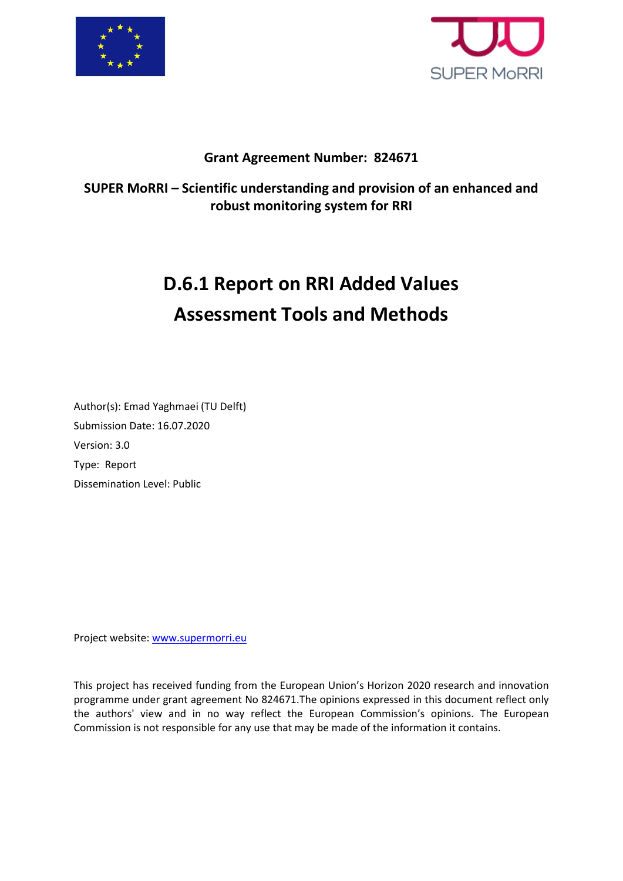**Grant Agreement Number: 824671**

**SUPER MoRRI – Scientific understanding and provision of an enhanced and robust monitoring system for RRI**

# D.6.1 Report on RRI Added Values Assessment Tools and Methods

Author(s): Emad Yaghmaei (TU Delft)

Submission Date: 16.07.2020

Version: 3.0

Type: Report

Dissemination Level: Public

Project website: [www.supermorri.eu](http://www.supermorri.eu)

This project has received funding from the European Union's Horizon 2020 research and innovation programme under grant agreement No 824671.The opinions expressed in this document reflect only the authors' view and in no way reflect the European Commission's opinions. The European Commission is not responsible for any use that may be made of the information it contains.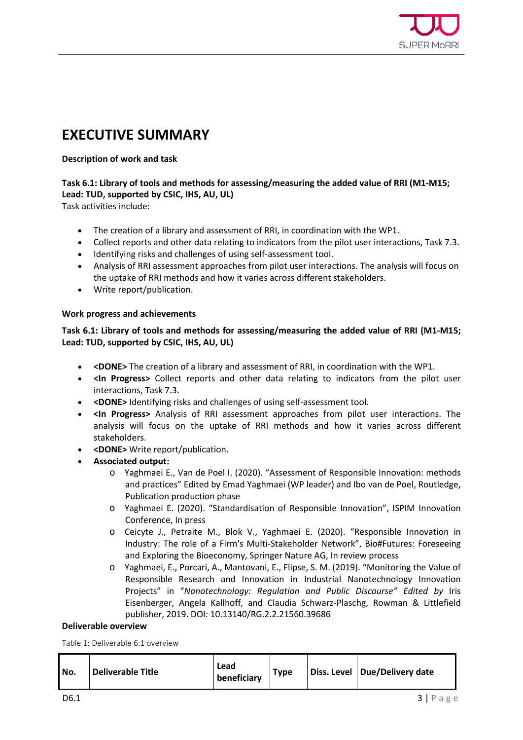# EXECUTIVE SUMMARY

**Description of work and task**

**Task 6.1: Library of tools and methods for assessing/measuring the added value of RRI (M1-M15; Lead: TUD, supported by CSIC, IHS, AU, UL)**

Task activities include:

- The creation of a library and assessment of RRI, in coordination with the WP1.
- Collect reports and other data relating to indicators from the pilot user interactions, Task 7.3.
- Identifying risks and challenges of using self-assessment tool.
- Analysis of RRI assessment approaches from pilot user interactions. The analysis will focus on the uptake of RRI methods and how it varies across different stakeholders.
- Write report/publication.

**Work progress and achievements**

**Task 6.1: Library of tools and methods for assessing/measuring the added value of RRI (M1-M15; Lead: TUD, supported by CSIC, IHS, AU, UL)**

- **<DONE>** The creation of a library and assessment of RRI, in coordination with the WP1.
- **<In Progress>** Collect reports and other data relating to indicators from the pilot user interactions, Task 7.3.
- **<DONE>** Identifying risks and challenges of using self-assessment tool.
- **<In Progress>** Analysis of RRI assessment approaches from pilot user interactions. The analysis will focus on the uptake of RRI methods and how it varies across different stakeholders.
- **<DONE>** Write report/publication.
- **Associated output:**
  - Yaghmaei E., Van de Poel I. (2020). "Assessment of Responsible Innovation: methods and practices" Edited by Emad Yaghmaei (WP leader) and Ibo van de Poel, Routledge, Publication production phase
  - Yaghmaei E. (2020). "Standardisation of Responsible Innovation", ISPIM Innovation Conference, In press
  - Ceicyte J., Petraite M., Blok V., Yaghmaei E. (2020). "Responsible Innovation in Industry: The role of a Firm's Multi-Stakeholder Network", Bio#Futures: Foreseeing and Exploring the Bioeconomy, Springer Nature AG, In review process
  - Yaghmaei, E., Porcari, A., Mantovani, E., Flipse, S. M. (2019). "Monitoring the Value of Responsible Research and Innovation in Industrial Nanotechnology Innovation Projects" in "*Nanotechnology: Regulation and Public Discourse" Edited by* Iris Eisenberger, Angela Kallhoff, and Claudia Schwarz-Plaschg, Rowman & Littlefield publisher, 2019. DOI: 10.13140/RG.2.2.21560.39686

**Deliverable overview**

Table 1: Deliverable 6.1 overview

| No. | Deliverable Title | Lead beneficiary | Type | Diss. Level | Due/Delivery date |
|---|---|---|---|---|---|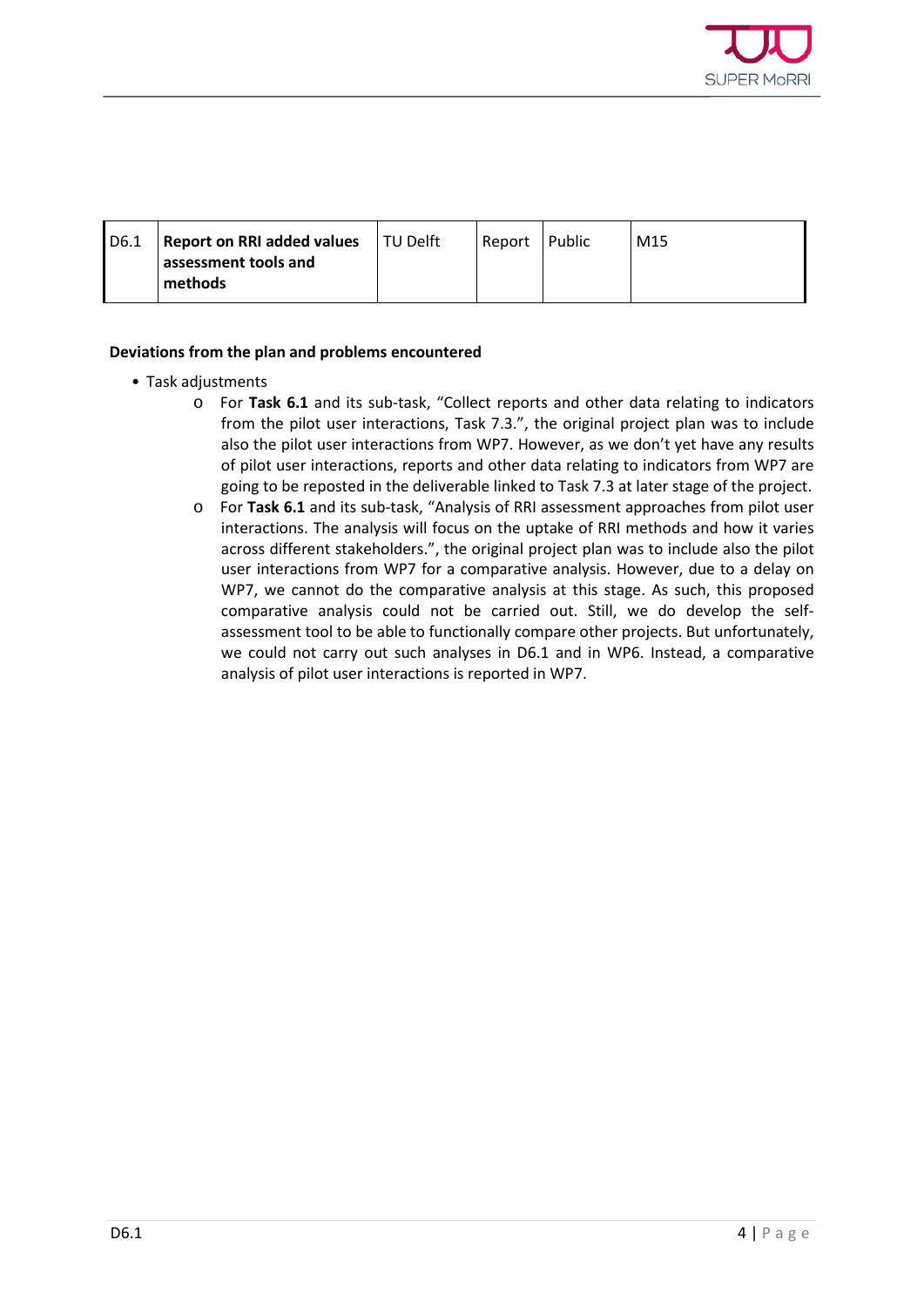| D6.1 | **Report on RRI added values assessment tools and methods** | TU Delft | Report | Public | M15 |
|---|---|---|---|---|---|

**Deviations from the plan and problems encountered**

- Task adjustments
  - For **Task 6.1** and its sub-task, “Collect reports and other data relating to indicators from the pilot user interactions, Task 7.3.”, the original project plan was to include also the pilot user interactions from WP7. However, as we don’t yet have any results of pilot user interactions, reports and other data relating to indicators from WP7 are going to be reposted in the deliverable linked to Task 7.3 at later stage of the project.
  - For **Task 6.1** and its sub-task, “Analysis of RRI assessment approaches from pilot user interactions. The analysis will focus on the uptake of RRI methods and how it varies across different stakeholders.”, the original project plan was to include also the pilot user interactions from WP7 for a comparative analysis. However, due to a delay on WP7, we cannot do the comparative analysis at this stage. As such, this proposed comparative analysis could not be carried out. Still, we do develop the self-assessment tool to be able to functionally compare other projects. But unfortunately, we could not carry out such analyses in D6.1 and in WP6. Instead, a comparative analysis of pilot user interactions is reported in WP7.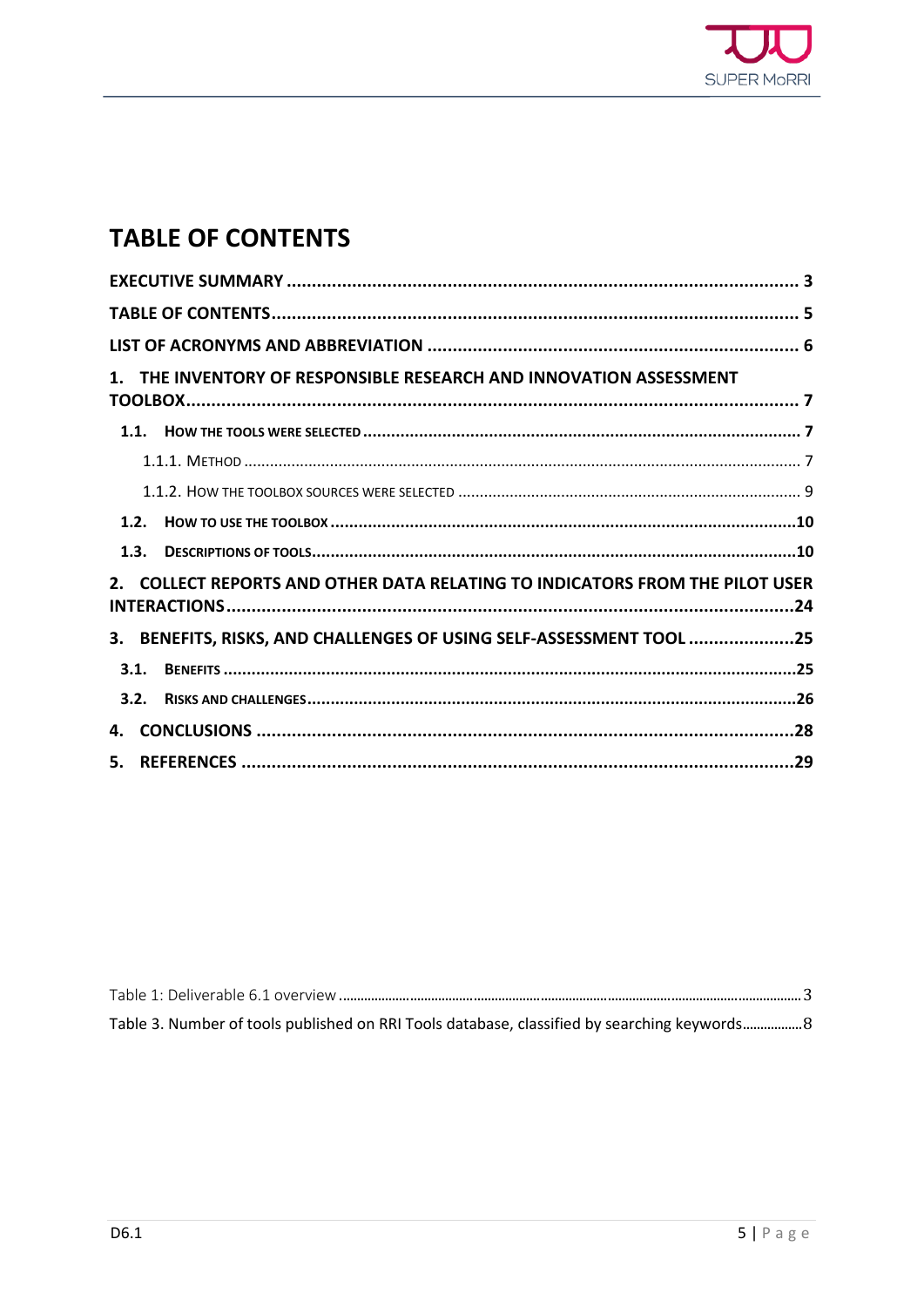# TABLE OF CONTENTS

**EXECUTIVE SUMMARY** ..................................................................................................... 3

**TABLE OF CONTENTS** ........................................................................................................ 5

**LIST OF ACRONYMS AND ABBREVIATION** ......................................................................... 6

**1. THE INVENTORY OF RESPONSIBLE RESEARCH AND INNOVATION ASSESSMENT TOOLBOX** ........................................................................................................................ 7

- **1.1. How the tools were selected** ........................................................................................ 7
  - 1.1.1. Method ......................................................................................................................... 7
  - 1.1.2. How the toolbox sources were selected ............................................................................... 9
- **1.2. How to use the toolbox** ............................................................................................. 10
- **1.3. Descriptions of tools** .................................................................................................. 10

**2. COLLECT REPORTS AND OTHER DATA RELATING TO INDICATORS FROM THE PILOT USER INTERACTIONS** ............................................................................................................... 24

**3. BENEFITS, RISKS, AND CHALLENGES OF USING SELF-ASSESSMENT TOOL** ..................... 25

- **3.1. Benefits** ...................................................................................................................... 25
- **3.2. Risks and challenges** .................................................................................................. 26

**4. CONCLUSIONS** ............................................................................................................ 28

**5. REFERENCES** .............................................................................................................. 29

Table 1: Deliverable 6.1 overview ........................................................................................... 3

Table 3. Number of tools published on RRI Tools database, classified by searching keywords ................. 8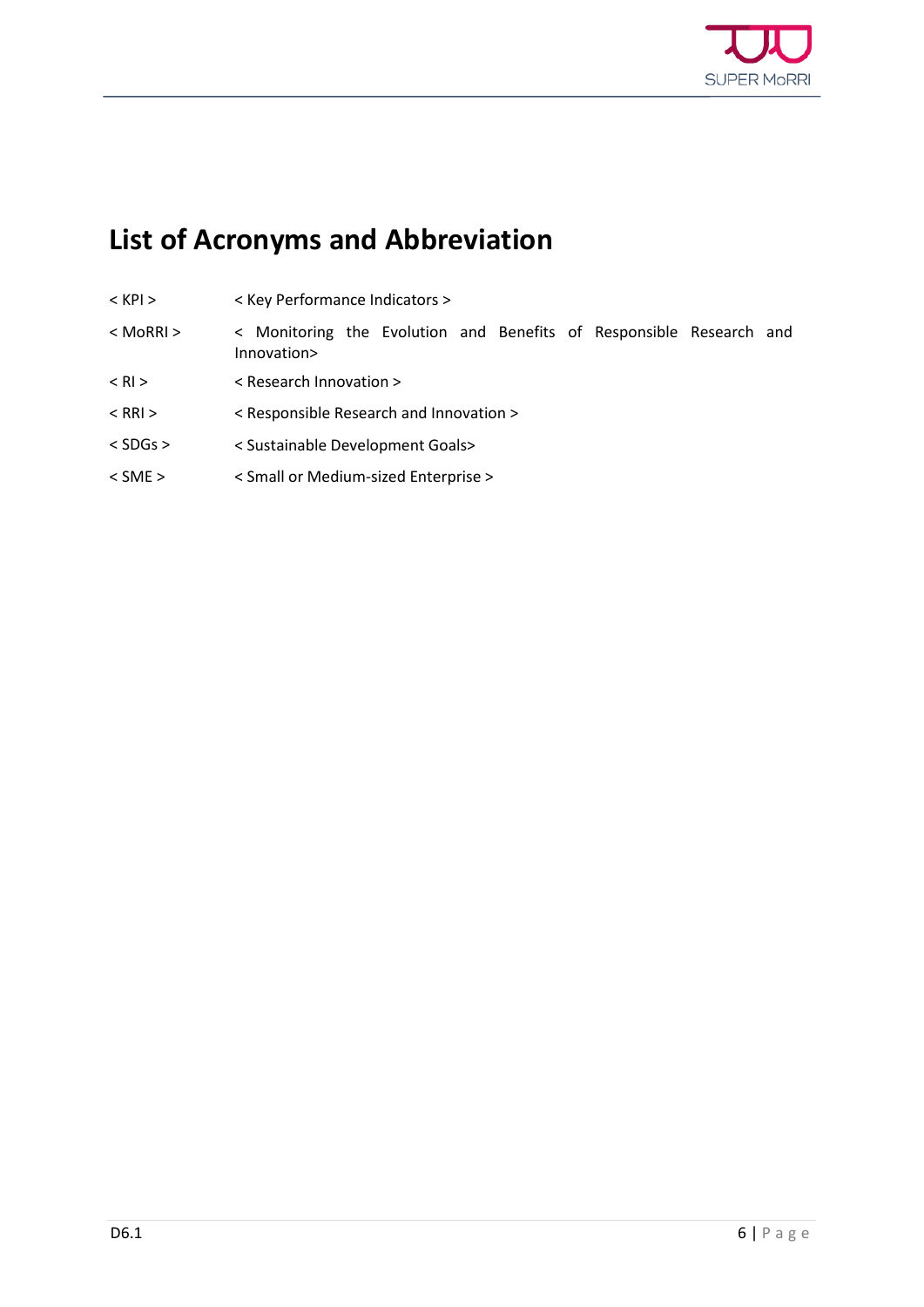# List of Acronyms and Abbreviation

| | |
|---|---|
| < KPI > | < Key Performance Indicators > |
| < MoRRI > | < Monitoring the Evolution and Benefits of Responsible Research and Innovation> |
| < RI > | < Research Innovation > |
| < RRI > | < Responsible Research and Innovation > |
| < SDGs > | < Sustainable Development Goals> |
| < SME > | < Small or Medium-sized Enterprise > |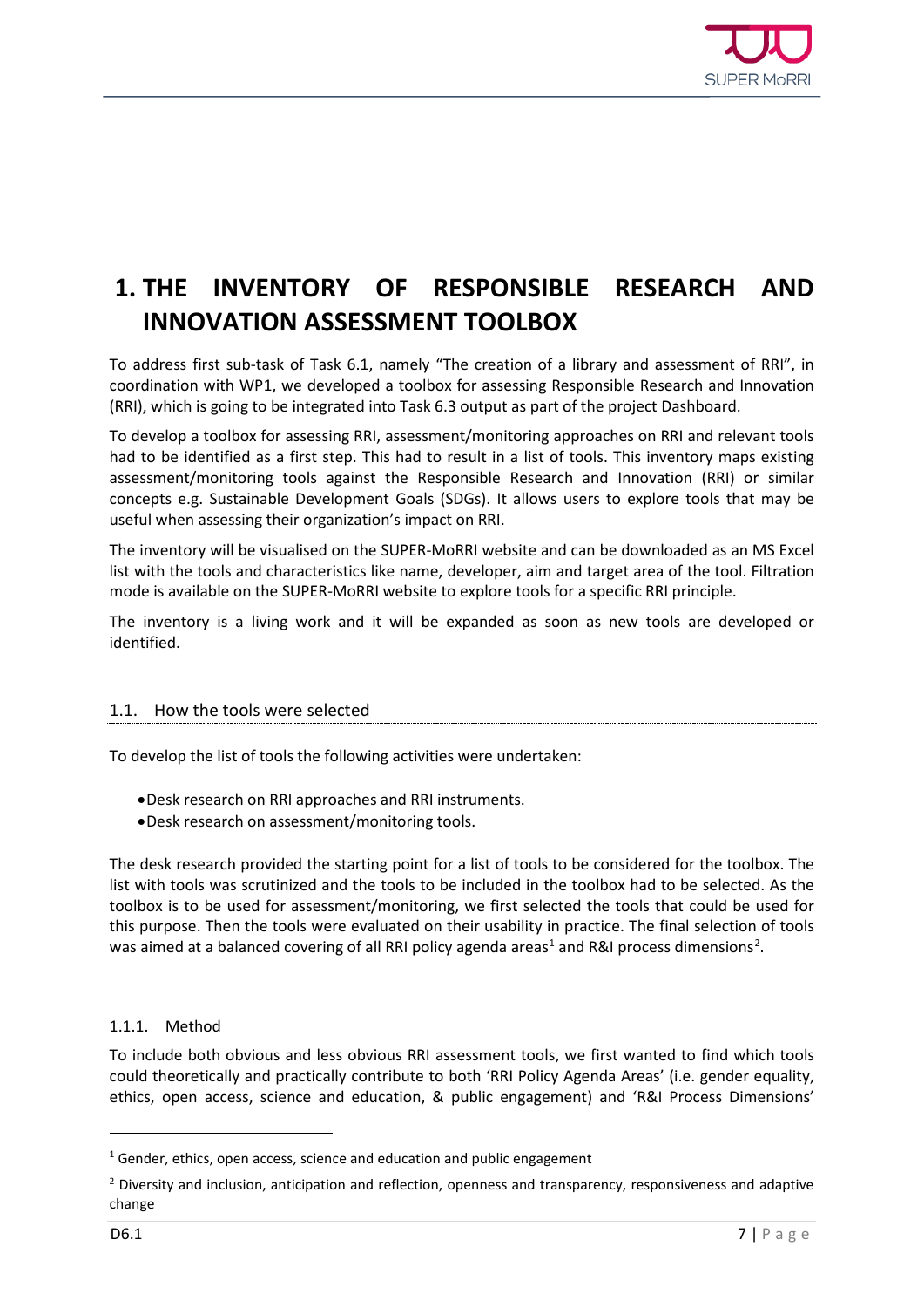# 1. THE INVENTORY OF RESPONSIBLE RESEARCH AND INNOVATION ASSESSMENT TOOLBOX

To address first sub-task of Task 6.1, namely "The creation of a library and assessment of RRI", in coordination with WP1, we developed a toolbox for assessing Responsible Research and Innovation (RRI), which is going to be integrated into Task 6.3 output as part of the project Dashboard.

To develop a toolbox for assessing RRI, assessment/monitoring approaches on RRI and relevant tools had to be identified as a first step. This had to result in a list of tools. This inventory maps existing assessment/monitoring tools against the Responsible Research and Innovation (RRI) or similar concepts e.g. Sustainable Development Goals (SDGs). It allows users to explore tools that may be useful when assessing their organization's impact on RRI.

The inventory will be visualised on the SUPER-MoRRI website and can be downloaded as an MS Excel list with the tools and characteristics like name, developer, aim and target area of the tool. Filtration mode is available on the SUPER-MoRRI website to explore tools for a specific RRI principle.

The inventory is a living work and it will be expanded as soon as new tools are developed or identified.

## 1.1. How the tools were selected

To develop the list of tools the following activities were undertaken:

- Desk research on RRI approaches and RRI instruments.
- Desk research on assessment/monitoring tools.

The desk research provided the starting point for a list of tools to be considered for the toolbox. The list with tools was scrutinized and the tools to be included in the toolbox had to be selected. As the toolbox is to be used for assessment/monitoring, we first selected the tools that could be used for this purpose. Then the tools were evaluated on their usability in practice. The final selection of tools was aimed at a balanced covering of all RRI policy agenda areas[1] and R&I process dimensions[2].

### 1.1.1. Method

To include both obvious and less obvious RRI assessment tools, we first wanted to find which tools could theoretically and practically contribute to both 'RRI Policy Agenda Areas' (i.e. gender equality, ethics, open access, science and education, & public engagement) and 'R&I Process Dimensions'

---

[1] Gender, ethics, open access, science and education and public engagement

[2] Diversity and inclusion, anticipation and reflection, openness and transparency, responsiveness and adaptive change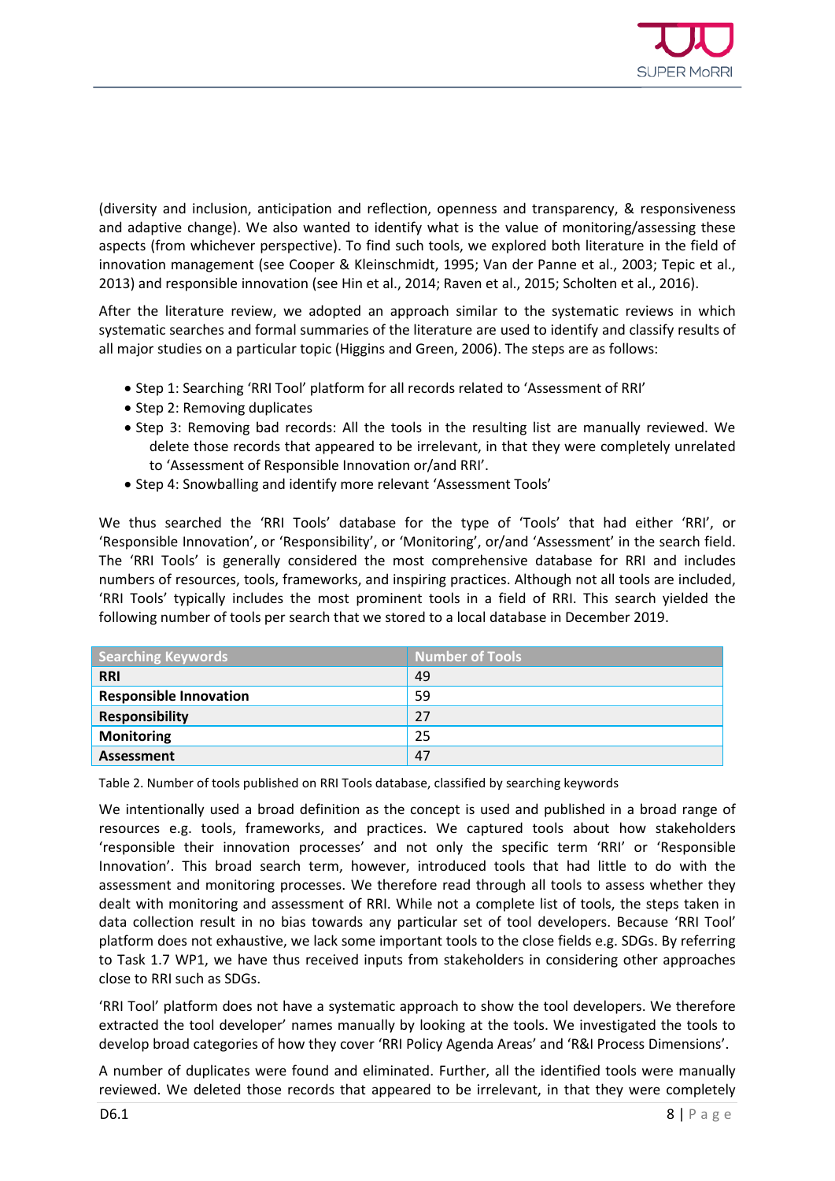(diversity and inclusion, anticipation and reflection, openness and transparency, & responsiveness and adaptive change). We also wanted to identify what is the value of monitoring/assessing these aspects (from whichever perspective). To find such tools, we explored both literature in the field of innovation management (see Cooper & Kleinschmidt, 1995; Van der Panne et al., 2003; Tepic et al., 2013) and responsible innovation (see Hin et al., 2014; Raven et al., 2015; Scholten et al., 2016).

After the literature review, we adopted an approach similar to the systematic reviews in which systematic searches and formal summaries of the literature are used to identify and classify results of all major studies on a particular topic (Higgins and Green, 2006). The steps are as follows:

- Step 1: Searching 'RRI Tool' platform for all records related to 'Assessment of RRI'
- Step 2: Removing duplicates
- Step 3: Removing bad records: All the tools in the resulting list are manually reviewed. We delete those records that appeared to be irrelevant, in that they were completely unrelated to 'Assessment of Responsible Innovation or/and RRI'.
- Step 4: Snowballing and identify more relevant 'Assessment Tools'

We thus searched the 'RRI Tools' database for the type of 'Tools' that had either 'RRI', or 'Responsible Innovation', or 'Responsibility', or 'Monitoring', or/and 'Assessment' in the search field. The 'RRI Tools' is generally considered the most comprehensive database for RRI and includes numbers of resources, tools, frameworks, and inspiring practices. Although not all tools are included, 'RRI Tools' typically includes the most prominent tools in a field of RRI. This search yielded the following number of tools per search that we stored to a local database in December 2019.

| Searching Keywords | Number of Tools |
| --- | --- |
| **RRI** | 49 |
| **Responsible Innovation** | 59 |
| **Responsibility** | 27 |
| **Monitoring** | 25 |
| **Assessment** | 47 |

Table 2. Number of tools published on RRI Tools database, classified by searching keywords

We intentionally used a broad definition as the concept is used and published in a broad range of resources e.g. tools, frameworks, and practices. We captured tools about how stakeholders 'responsible their innovation processes' and not only the specific term 'RRI' or 'Responsible Innovation'. This broad search term, however, introduced tools that had little to do with the assessment and monitoring processes. We therefore read through all tools to assess whether they dealt with monitoring and assessment of RRI. While not a complete list of tools, the steps taken in data collection result in no bias towards any particular set of tool developers. Because 'RRI Tool' platform does not exhaustive, we lack some important tools to the close fields e.g. SDGs. By referring to Task 1.7 WP1, we have thus received inputs from stakeholders in considering other approaches close to RRI such as SDGs.

'RRI Tool' platform does not have a systematic approach to show the tool developers. We therefore extracted the tool developer' names manually by looking at the tools. We investigated the tools to develop broad categories of how they cover 'RRI Policy Agenda Areas' and 'R&I Process Dimensions'.

A number of duplicates were found and eliminated. Further, all the identified tools were manually reviewed. We deleted those records that appeared to be irrelevant, in that they were completely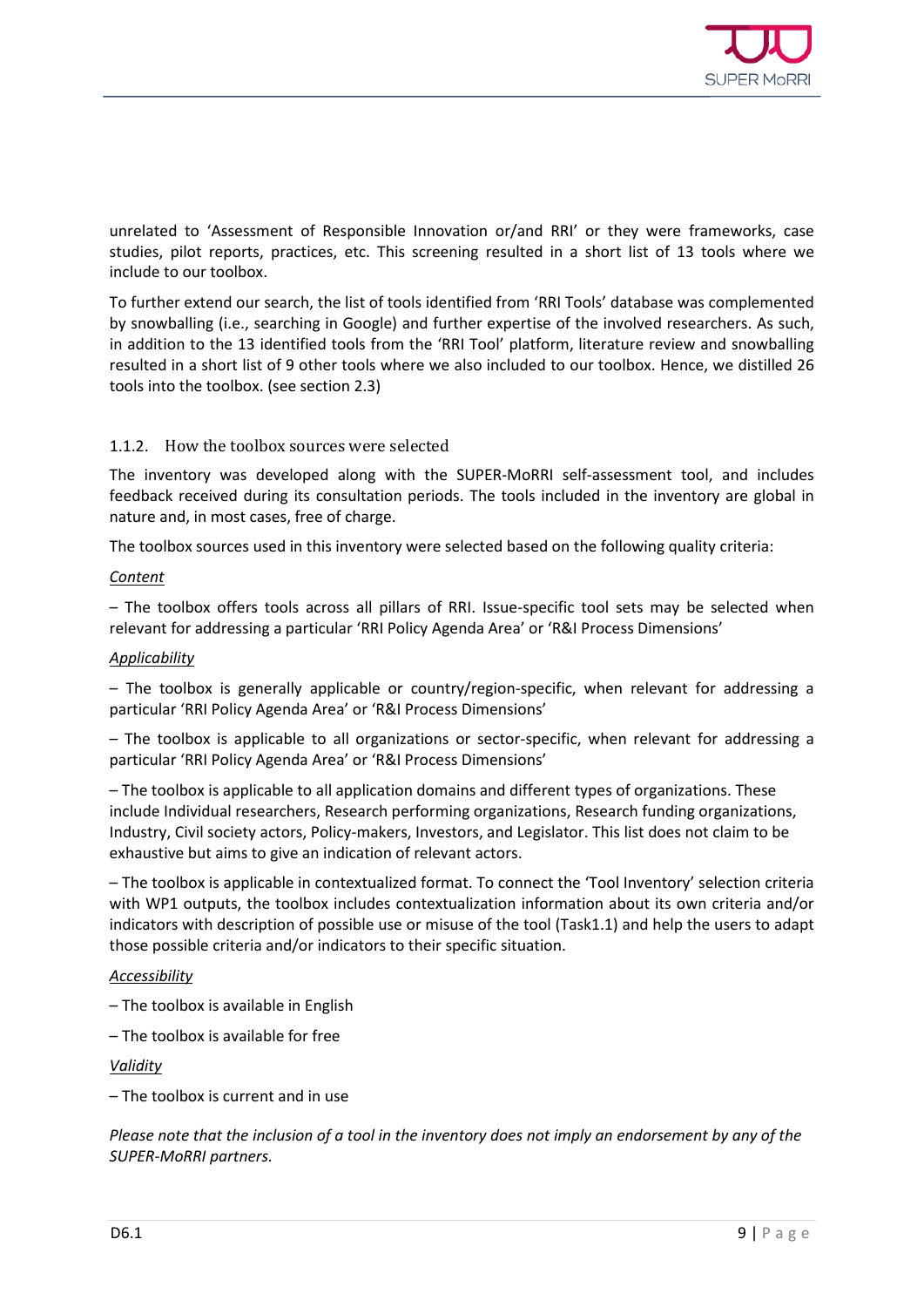unrelated to 'Assessment of Responsible Innovation or/and RRI' or they were frameworks, case studies, pilot reports, practices, etc. This screening resulted in a short list of 13 tools where we include to our toolbox.

To further extend our search, the list of tools identified from 'RRI Tools' database was complemented by snowballing (i.e., searching in Google) and further expertise of the involved researchers. As such, in addition to the 13 identified tools from the 'RRI Tool' platform, literature review and snowballing resulted in a short list of 9 other tools where we also included to our toolbox. Hence, we distilled 26 tools into the toolbox. (see section 2.3)

### 1.1.2. How the toolbox sources were selected

The inventory was developed along with the SUPER-MoRRI self-assessment tool, and includes feedback received during its consultation periods. The tools included in the inventory are global in nature and, in most cases, free of charge.

The toolbox sources used in this inventory were selected based on the following quality criteria:

<u>*Content*</u>

– The toolbox offers tools across all pillars of RRI. Issue-specific tool sets may be selected when relevant for addressing a particular 'RRI Policy Agenda Area' or 'R&I Process Dimensions'

<u>*Applicability*</u>

– The toolbox is generally applicable or country/region-specific, when relevant for addressing a particular 'RRI Policy Agenda Area' or 'R&I Process Dimensions'

– The toolbox is applicable to all organizations or sector-specific, when relevant for addressing a particular 'RRI Policy Agenda Area' or 'R&I Process Dimensions'

– The toolbox is applicable to all application domains and different types of organizations. These include Individual researchers, Research performing organizations, Research funding organizations, Industry, Civil society actors, Policy-makers, Investors, and Legislator. This list does not claim to be exhaustive but aims to give an indication of relevant actors.

– The toolbox is applicable in contextualized format. To connect the 'Tool Inventory' selection criteria with WP1 outputs, the toolbox includes contextualization information about its own criteria and/or indicators with description of possible use or misuse of the tool (Task1.1) and help the users to adapt those possible criteria and/or indicators to their specific situation.

<u>*Accessibility*</u>

– The toolbox is available in English

– The toolbox is available for free

<u>*Validity*</u>

– The toolbox is current and in use

*Please note that the inclusion of a tool in the inventory does not imply an endorsement by any of the SUPER-MoRRI partners.*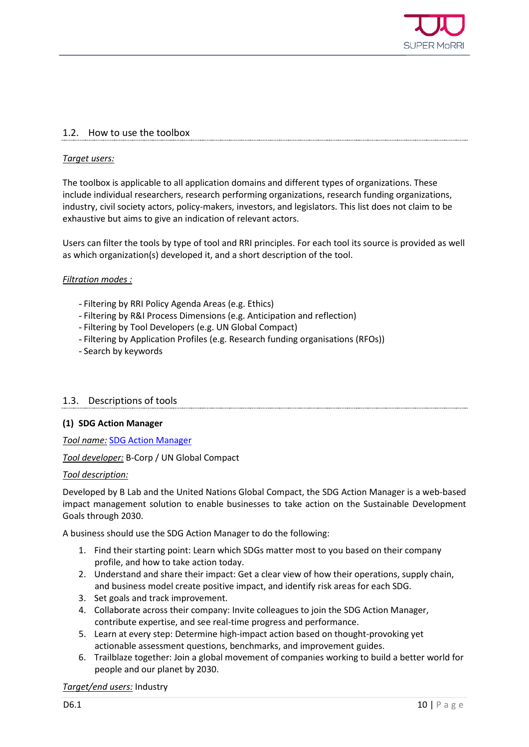## 1.2. How to use the toolbox

*Target users:*

The toolbox is applicable to all application domains and different types of organizations. These include individual researchers, research performing organizations, research funding organizations, industry, civil society actors, policy-makers, investors, and legislators. This list does not claim to be exhaustive but aims to give an indication of relevant actors.

Users can filter the tools by type of tool and RRI principles. For each tool its source is provided as well as which organization(s) developed it, and a short description of the tool.

*Filtration modes :*

- Filtering by RRI Policy Agenda Areas (e.g. Ethics)
- Filtering by R&I Process Dimensions (e.g. Anticipation and reflection)
- Filtering by Tool Developers (e.g. UN Global Compact)
- Filtering by Application Profiles (e.g. Research funding organisations (RFOs))
- Search by keywords

## 1.3. Descriptions of tools

**(1) SDG Action Manager**

*Tool name:* SDG Action Manager

*Tool developer:* B-Corp / UN Global Compact

*Tool description:*

Developed by B Lab and the United Nations Global Compact, the SDG Action Manager is a web-based impact management solution to enable businesses to take action on the Sustainable Development Goals through 2030.

A business should use the SDG Action Manager to do the following:

1. Find their starting point: Learn which SDGs matter most to you based on their company profile, and how to take action today.
2. Understand and share their impact: Get a clear view of how their operations, supply chain, and business model create positive impact, and identify risk areas for each SDG.
3. Set goals and track improvement.
4. Collaborate across their company: Invite colleagues to join the SDG Action Manager, contribute expertise, and see real-time progress and performance.
5. Learn at every step: Determine high-impact action based on thought-provoking yet actionable assessment questions, benchmarks, and improvement guides.
6. Trailblaze together: Join a global movement of companies working to build a better world for people and our planet by 2030.

*Target/end users:* Industry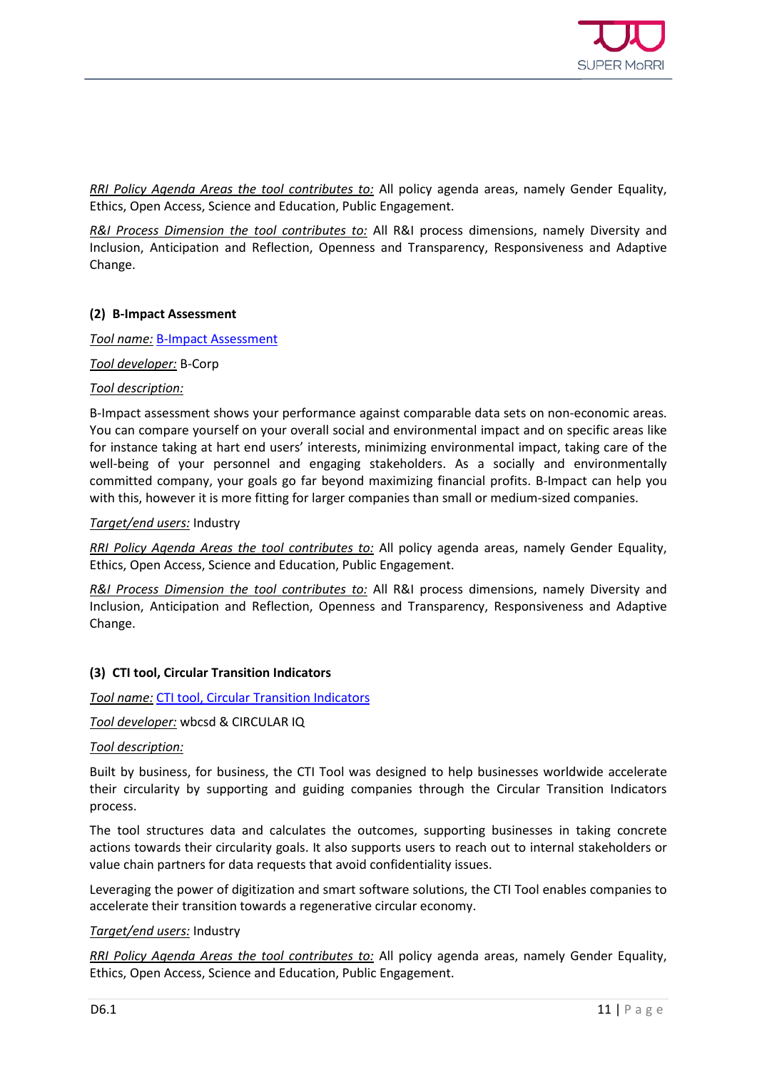*RRI Policy Agenda Areas the tool contributes to:* All policy agenda areas, namely Gender Equality, Ethics, Open Access, Science and Education, Public Engagement.

*R&I Process Dimension the tool contributes to:* All R&I process dimensions, namely Diversity and Inclusion, Anticipation and Reflection, Openness and Transparency, Responsiveness and Adaptive Change.

#### (2) B-Impact Assessment

*Tool name:* B-Impact Assessment

*Tool developer:* B-Corp

*Tool description:*

B-Impact assessment shows your performance against comparable data sets on non-economic areas. You can compare yourself on your overall social and environmental impact and on specific areas like for instance taking at hart end users' interests, minimizing environmental impact, taking care of the well-being of your personnel and engaging stakeholders. As a socially and environmentally committed company, your goals go far beyond maximizing financial profits. B-Impact can help you with this, however it is more fitting for larger companies than small or medium-sized companies.

*Target/end users:* Industry

*RRI Policy Agenda Areas the tool contributes to:* All policy agenda areas, namely Gender Equality, Ethics, Open Access, Science and Education, Public Engagement.

*R&I Process Dimension the tool contributes to:* All R&I process dimensions, namely Diversity and Inclusion, Anticipation and Reflection, Openness and Transparency, Responsiveness and Adaptive Change.

#### (3) CTI tool, Circular Transition Indicators

*Tool name:* CTI tool, Circular Transition Indicators

*Tool developer:* wbcsd & CIRCULAR IQ

*Tool description:*

Built by business, for business, the CTI Tool was designed to help businesses worldwide accelerate their circularity by supporting and guiding companies through the Circular Transition Indicators process.

The tool structures data and calculates the outcomes, supporting businesses in taking concrete actions towards their circularity goals. It also supports users to reach out to internal stakeholders or value chain partners for data requests that avoid confidentiality issues.

Leveraging the power of digitization and smart software solutions, the CTI Tool enables companies to accelerate their transition towards a regenerative circular economy.

*Target/end users:* Industry

*RRI Policy Agenda Areas the tool contributes to:* All policy agenda areas, namely Gender Equality, Ethics, Open Access, Science and Education, Public Engagement.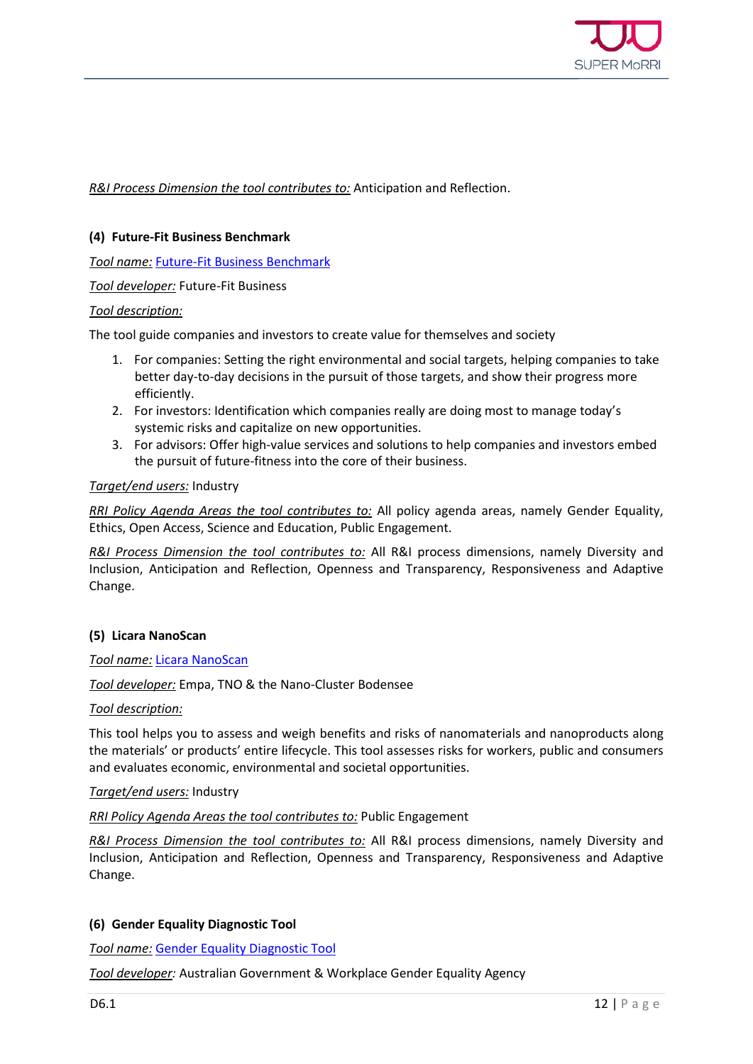*R&I Process Dimension the tool contributes to:* Anticipation and Reflection.

**(4) Future-Fit Business Benchmark**

*Tool name:* Future-Fit Business Benchmark

*Tool developer:* Future-Fit Business

*Tool description:*

The tool guide companies and investors to create value for themselves and society

1. For companies: Setting the right environmental and social targets, helping companies to take better day-to-day decisions in the pursuit of those targets, and show their progress more efficiently.
2. For investors: Identification which companies really are doing most to manage today's systemic risks and capitalize on new opportunities.
3. For advisors: Offer high-value services and solutions to help companies and investors embed the pursuit of future-fitness into the core of their business.

*Target/end users:* Industry

*RRI Policy Agenda Areas the tool contributes to:* All policy agenda areas, namely Gender Equality, Ethics, Open Access, Science and Education, Public Engagement.

*R&I Process Dimension the tool contributes to:* All R&I process dimensions, namely Diversity and Inclusion, Anticipation and Reflection, Openness and Transparency, Responsiveness and Adaptive Change.

**(5) Licara NanoScan**

*Tool name:* Licara NanoScan

*Tool developer:* Empa, TNO & the Nano-Cluster Bodensee

*Tool description:*

This tool helps you to assess and weigh benefits and risks of nanomaterials and nanoproducts along the materials' or products' entire lifecycle. This tool assesses risks for workers, public and consumers and evaluates economic, environmental and societal opportunities.

*Target/end users:* Industry

*RRI Policy Agenda Areas the tool contributes to:* Public Engagement

*R&I Process Dimension the tool contributes to:* All R&I process dimensions, namely Diversity and Inclusion, Anticipation and Reflection, Openness and Transparency, Responsiveness and Adaptive Change.

**(6) Gender Equality Diagnostic Tool**

*Tool name:* Gender Equality Diagnostic Tool

*Tool developer:* Australian Government & Workplace Gender Equality Agency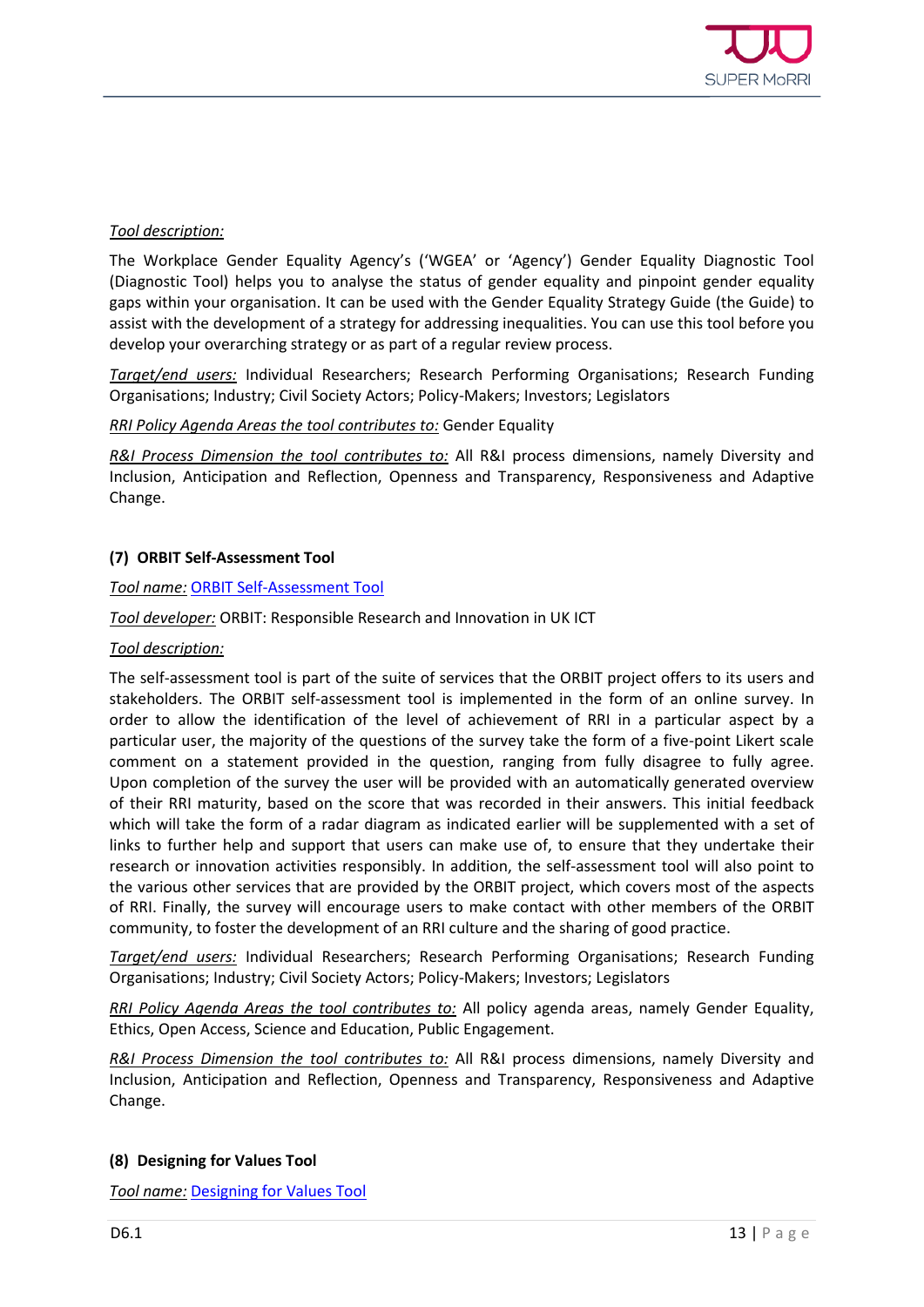*Tool description:*

The Workplace Gender Equality Agency's ('WGEA' or 'Agency') Gender Equality Diagnostic Tool (Diagnostic Tool) helps you to analyse the status of gender equality and pinpoint gender equality gaps within your organisation. It can be used with the Gender Equality Strategy Guide (the Guide) to assist with the development of a strategy for addressing inequalities. You can use this tool before you develop your overarching strategy or as part of a regular review process.

*Target/end users:* Individual Researchers; Research Performing Organisations; Research Funding Organisations; Industry; Civil Society Actors; Policy-Makers; Investors; Legislators

*RRI Policy Agenda Areas the tool contributes to:* Gender Equality

*R&I Process Dimension the tool contributes to:* All R&I process dimensions, namely Diversity and Inclusion, Anticipation and Reflection, Openness and Transparency, Responsiveness and Adaptive Change.

#### (7) ORBIT Self-Assessment Tool

*Tool name:* ORBIT Self-Assessment Tool

*Tool developer:* ORBIT: Responsible Research and Innovation in UK ICT

*Tool description:*

The self-assessment tool is part of the suite of services that the ORBIT project offers to its users and stakeholders. The ORBIT self-assessment tool is implemented in the form of an online survey. In order to allow the identification of the level of achievement of RRI in a particular aspect by a particular user, the majority of the questions of the survey take the form of a five-point Likert scale comment on a statement provided in the question, ranging from fully disagree to fully agree. Upon completion of the survey the user will be provided with an automatically generated overview of their RRI maturity, based on the score that was recorded in their answers. This initial feedback which will take the form of a radar diagram as indicated earlier will be supplemented with a set of links to further help and support that users can make use of, to ensure that they undertake their research or innovation activities responsibly. In addition, the self-assessment tool will also point to the various other services that are provided by the ORBIT project, which covers most of the aspects of RRI. Finally, the survey will encourage users to make contact with other members of the ORBIT community, to foster the development of an RRI culture and the sharing of good practice.

*Target/end users:* Individual Researchers; Research Performing Organisations; Research Funding Organisations; Industry; Civil Society Actors; Policy-Makers; Investors; Legislators

*RRI Policy Agenda Areas the tool contributes to:* All policy agenda areas, namely Gender Equality, Ethics, Open Access, Science and Education, Public Engagement.

*R&I Process Dimension the tool contributes to:* All R&I process dimensions, namely Diversity and Inclusion, Anticipation and Reflection, Openness and Transparency, Responsiveness and Adaptive Change.

#### (8) Designing for Values Tool

*Tool name:* Designing for Values Tool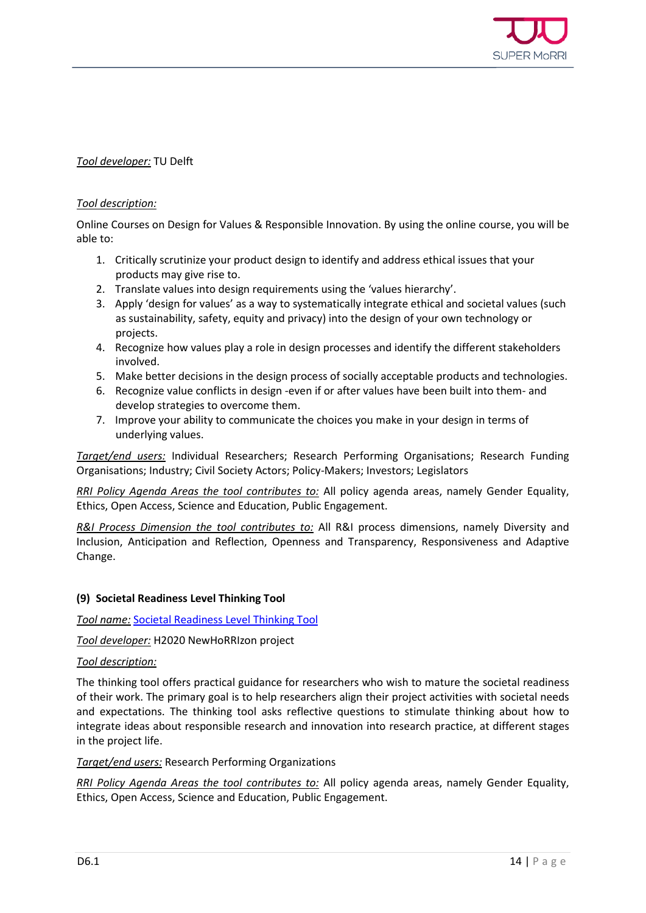*Tool developer:* TU Delft

*Tool description:*

Online Courses on Design for Values & Responsible Innovation. By using the online course, you will be able to:

1. Critically scrutinize your product design to identify and address ethical issues that your products may give rise to.
2. Translate values into design requirements using the 'values hierarchy'.
3. Apply 'design for values' as a way to systematically integrate ethical and societal values (such as sustainability, safety, equity and privacy) into the design of your own technology or projects.
4. Recognize how values play a role in design processes and identify the different stakeholders involved.
5. Make better decisions in the design process of socially acceptable products and technologies.
6. Recognize value conflicts in design -even if or after values have been built into them- and develop strategies to overcome them.
7. Improve your ability to communicate the choices you make in your design in terms of underlying values.

*Target/end users:* Individual Researchers; Research Performing Organisations; Research Funding Organisations; Industry; Civil Society Actors; Policy-Makers; Investors; Legislators

*RRI Policy Agenda Areas the tool contributes to:* All policy agenda areas, namely Gender Equality, Ethics, Open Access, Science and Education, Public Engagement.

*R&I Process Dimension the tool contributes to:* All R&I process dimensions, namely Diversity and Inclusion, Anticipation and Reflection, Openness and Transparency, Responsiveness and Adaptive Change.

**(9) Societal Readiness Level Thinking Tool**

*Tool name:* Societal Readiness Level Thinking Tool

*Tool developer:* H2020 NewHoRRIzon project

*Tool description:*

The thinking tool offers practical guidance for researchers who wish to mature the societal readiness of their work. The primary goal is to help researchers align their project activities with societal needs and expectations. The thinking tool asks reflective questions to stimulate thinking about how to integrate ideas about responsible research and innovation into research practice, at different stages in the project life.

*Target/end users:* Research Performing Organizations

*RRI Policy Agenda Areas the tool contributes to:* All policy agenda areas, namely Gender Equality, Ethics, Open Access, Science and Education, Public Engagement.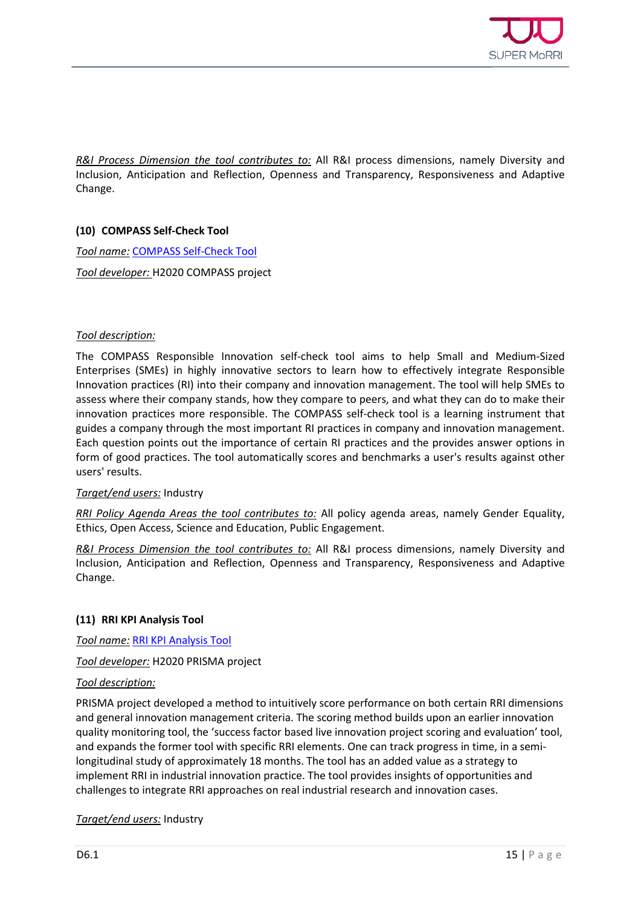*R&I Process Dimension the tool contributes to:* All R&I process dimensions, namely Diversity and Inclusion, Anticipation and Reflection, Openness and Transparency, Responsiveness and Adaptive Change.

#### (10) COMPASS Self-Check Tool

*Tool name:* COMPASS Self-Check Tool

*Tool developer:* H2020 COMPASS project

*Tool description:*

The COMPASS Responsible Innovation self-check tool aims to help Small and Medium-Sized Enterprises (SMEs) in highly innovative sectors to learn how to effectively integrate Responsible Innovation practices (RI) into their company and innovation management. The tool will help SMEs to assess where their company stands, how they compare to peers, and what they can do to make their innovation practices more responsible. The COMPASS self-check tool is a learning instrument that guides a company through the most important RI practices in company and innovation management. Each question points out the importance of certain RI practices and the provides answer options in form of good practices. The tool automatically scores and benchmarks a user's results against other users' results.

*Target/end users:* Industry

*RRI Policy Agenda Areas the tool contributes to:* All policy agenda areas, namely Gender Equality, Ethics, Open Access, Science and Education, Public Engagement.

*R&I Process Dimension the tool contributes to:* All R&I process dimensions, namely Diversity and Inclusion, Anticipation and Reflection, Openness and Transparency, Responsiveness and Adaptive Change.

#### (11) RRI KPI Analysis Tool

*Tool name:* RRI KPI Analysis Tool

*Tool developer:* H2020 PRISMA project

*Tool description:*

PRISMA project developed a method to intuitively score performance on both certain RRI dimensions and general innovation management criteria. The scoring method builds upon an earlier innovation quality monitoring tool, the 'success factor based live innovation project scoring and evaluation' tool, and expands the former tool with specific RRI elements. One can track progress in time, in a semi-longitudinal study of approximately 18 months. The tool has an added value as a strategy to implement RRI in industrial innovation practice. The tool provides insights of opportunities and challenges to integrate RRI approaches on real industrial research and innovation cases.

*Target/end users:* Industry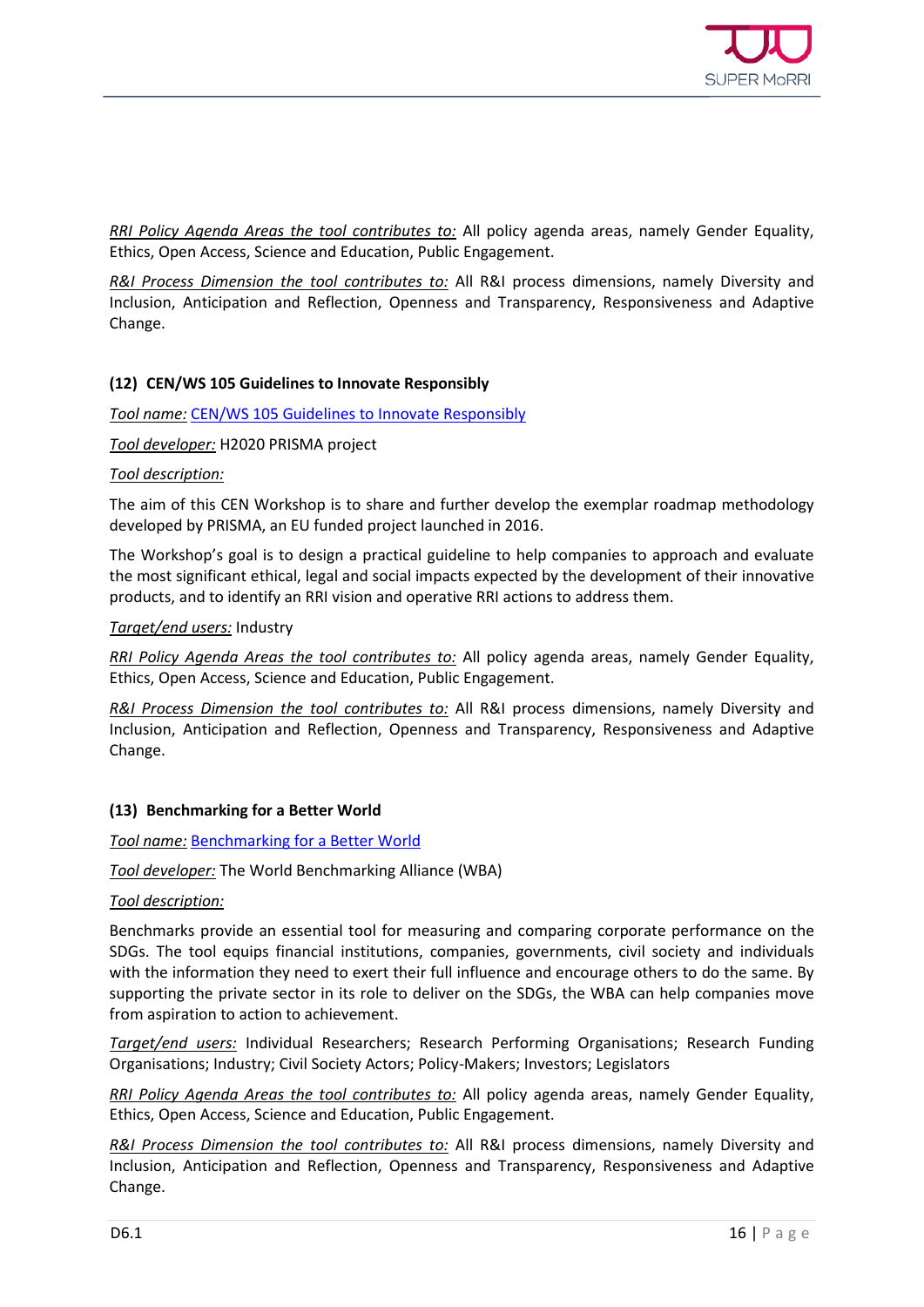*RRI Policy Agenda Areas the tool contributes to:* All policy agenda areas, namely Gender Equality, Ethics, Open Access, Science and Education, Public Engagement.

*R&I Process Dimension the tool contributes to:* All R&I process dimensions, namely Diversity and Inclusion, Anticipation and Reflection, Openness and Transparency, Responsiveness and Adaptive Change.

#### (12) CEN/WS 105 Guidelines to Innovate Responsibly

*Tool name:* CEN/WS 105 Guidelines to Innovate Responsibly

*Tool developer:* H2020 PRISMA project

*Tool description:*

The aim of this CEN Workshop is to share and further develop the exemplar roadmap methodology developed by PRISMA, an EU funded project launched in 2016.

The Workshop's goal is to design a practical guideline to help companies to approach and evaluate the most significant ethical, legal and social impacts expected by the development of their innovative products, and to identify an RRI vision and operative RRI actions to address them.

*Target/end users:* Industry

*RRI Policy Agenda Areas the tool contributes to:* All policy agenda areas, namely Gender Equality, Ethics, Open Access, Science and Education, Public Engagement.

*R&I Process Dimension the tool contributes to:* All R&I process dimensions, namely Diversity and Inclusion, Anticipation and Reflection, Openness and Transparency, Responsiveness and Adaptive Change.

#### (13) Benchmarking for a Better World

*Tool name:* Benchmarking for a Better World

*Tool developer:* The World Benchmarking Alliance (WBA)

*Tool description:*

Benchmarks provide an essential tool for measuring and comparing corporate performance on the SDGs. The tool equips financial institutions, companies, governments, civil society and individuals with the information they need to exert their full influence and encourage others to do the same. By supporting the private sector in its role to deliver on the SDGs, the WBA can help companies move from aspiration to action to achievement.

*Target/end users:* Individual Researchers; Research Performing Organisations; Research Funding Organisations; Industry; Civil Society Actors; Policy-Makers; Investors; Legislators

*RRI Policy Agenda Areas the tool contributes to:* All policy agenda areas, namely Gender Equality, Ethics, Open Access, Science and Education, Public Engagement.

*R&I Process Dimension the tool contributes to:* All R&I process dimensions, namely Diversity and Inclusion, Anticipation and Reflection, Openness and Transparency, Responsiveness and Adaptive Change.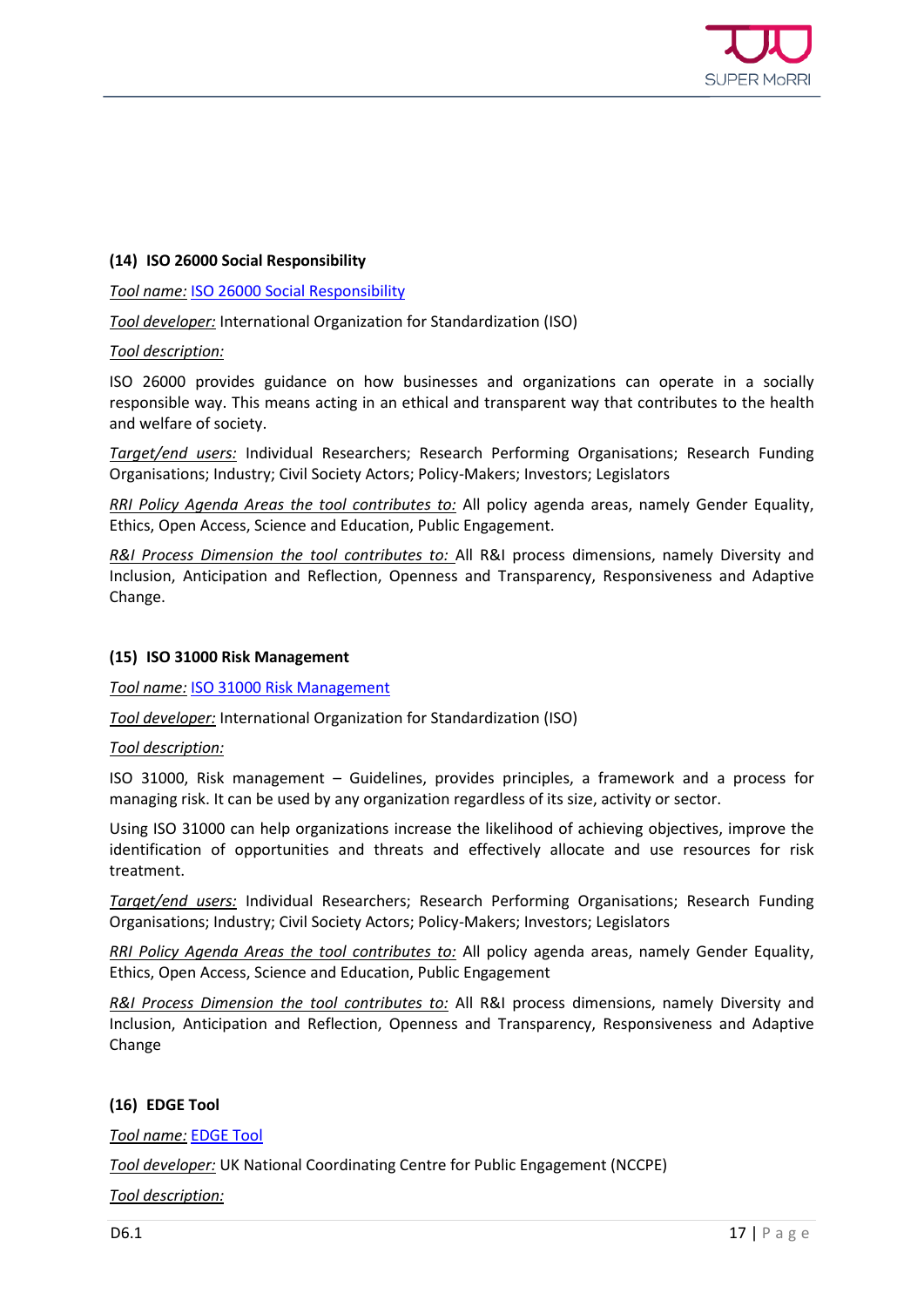**(14) ISO 26000 Social Responsibility**

*Tool name:* ISO 26000 Social Responsibility

*Tool developer:* International Organization for Standardization (ISO)

*Tool description:*

ISO 26000 provides guidance on how businesses and organizations can operate in a socially responsible way. This means acting in an ethical and transparent way that contributes to the health and welfare of society.

*Target/end users:* Individual Researchers; Research Performing Organisations; Research Funding Organisations; Industry; Civil Society Actors; Policy-Makers; Investors; Legislators

*RRI Policy Agenda Areas the tool contributes to:* All policy agenda areas, namely Gender Equality, Ethics, Open Access, Science and Education, Public Engagement.

*R&I Process Dimension the tool contributes to:* All R&I process dimensions, namely Diversity and Inclusion, Anticipation and Reflection, Openness and Transparency, Responsiveness and Adaptive Change.

**(15) ISO 31000 Risk Management**

*Tool name:* ISO 31000 Risk Management

*Tool developer:* International Organization for Standardization (ISO)

*Tool description:*

ISO 31000, Risk management – Guidelines, provides principles, a framework and a process for managing risk. It can be used by any organization regardless of its size, activity or sector.

Using ISO 31000 can help organizations increase the likelihood of achieving objectives, improve the identification of opportunities and threats and effectively allocate and use resources for risk treatment.

*Target/end users:* Individual Researchers; Research Performing Organisations; Research Funding Organisations; Industry; Civil Society Actors; Policy-Makers; Investors; Legislators

*RRI Policy Agenda Areas the tool contributes to:* All policy agenda areas, namely Gender Equality, Ethics, Open Access, Science and Education, Public Engagement

*R&I Process Dimension the tool contributes to:* All R&I process dimensions, namely Diversity and Inclusion, Anticipation and Reflection, Openness and Transparency, Responsiveness and Adaptive Change

**(16) EDGE Tool**

*Tool name:* EDGE Tool

*Tool developer:* UK National Coordinating Centre for Public Engagement (NCCPE)

*Tool description:*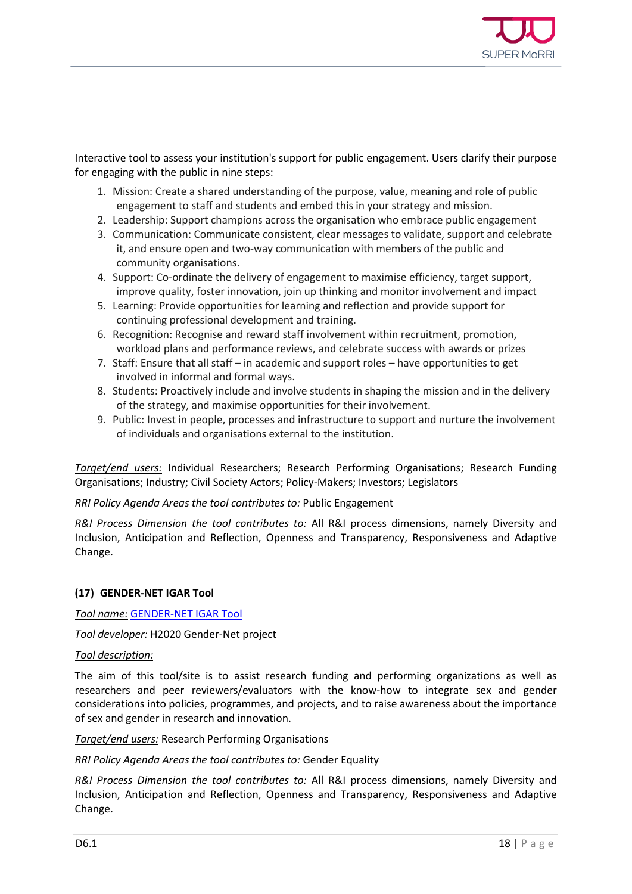Interactive tool to assess your institution's support for public engagement. Users clarify their purpose for engaging with the public in nine steps:

1. Mission: Create a shared understanding of the purpose, value, meaning and role of public engagement to staff and students and embed this in your strategy and mission.
2. Leadership: Support champions across the organisation who embrace public engagement
3. Communication: Communicate consistent, clear messages to validate, support and celebrate it, and ensure open and two-way communication with members of the public and community organisations.
4. Support: Co-ordinate the delivery of engagement to maximise efficiency, target support, improve quality, foster innovation, join up thinking and monitor involvement and impact
5. Learning: Provide opportunities for learning and reflection and provide support for continuing professional development and training.
6. Recognition: Recognise and reward staff involvement within recruitment, promotion, workload plans and performance reviews, and celebrate success with awards or prizes
7. Staff: Ensure that all staff – in academic and support roles – have opportunities to get involved in informal and formal ways.
8. Students: Proactively include and involve students in shaping the mission and in the delivery of the strategy, and maximise opportunities for their involvement.
9. Public: Invest in people, processes and infrastructure to support and nurture the involvement of individuals and organisations external to the institution.

*Target/end users:* Individual Researchers; Research Performing Organisations; Research Funding Organisations; Industry; Civil Society Actors; Policy-Makers; Investors; Legislators

*RRI Policy Agenda Areas the tool contributes to:* Public Engagement

*R&I Process Dimension the tool contributes to:* All R&I process dimensions, namely Diversity and Inclusion, Anticipation and Reflection, Openness and Transparency, Responsiveness and Adaptive Change.

#### (17) GENDER-NET IGAR Tool

*Tool name:* GENDER-NET IGAR Tool

*Tool developer:* H2020 Gender-Net project

*Tool description:*

The aim of this tool/site is to assist research funding and performing organizations as well as researchers and peer reviewers/evaluators with the know-how to integrate sex and gender considerations into policies, programmes, and projects, and to raise awareness about the importance of sex and gender in research and innovation.

*Target/end users:* Research Performing Organisations

*RRI Policy Agenda Areas the tool contributes to:* Gender Equality

*R&I Process Dimension the tool contributes to:* All R&I process dimensions, namely Diversity and Inclusion, Anticipation and Reflection, Openness and Transparency, Responsiveness and Adaptive Change.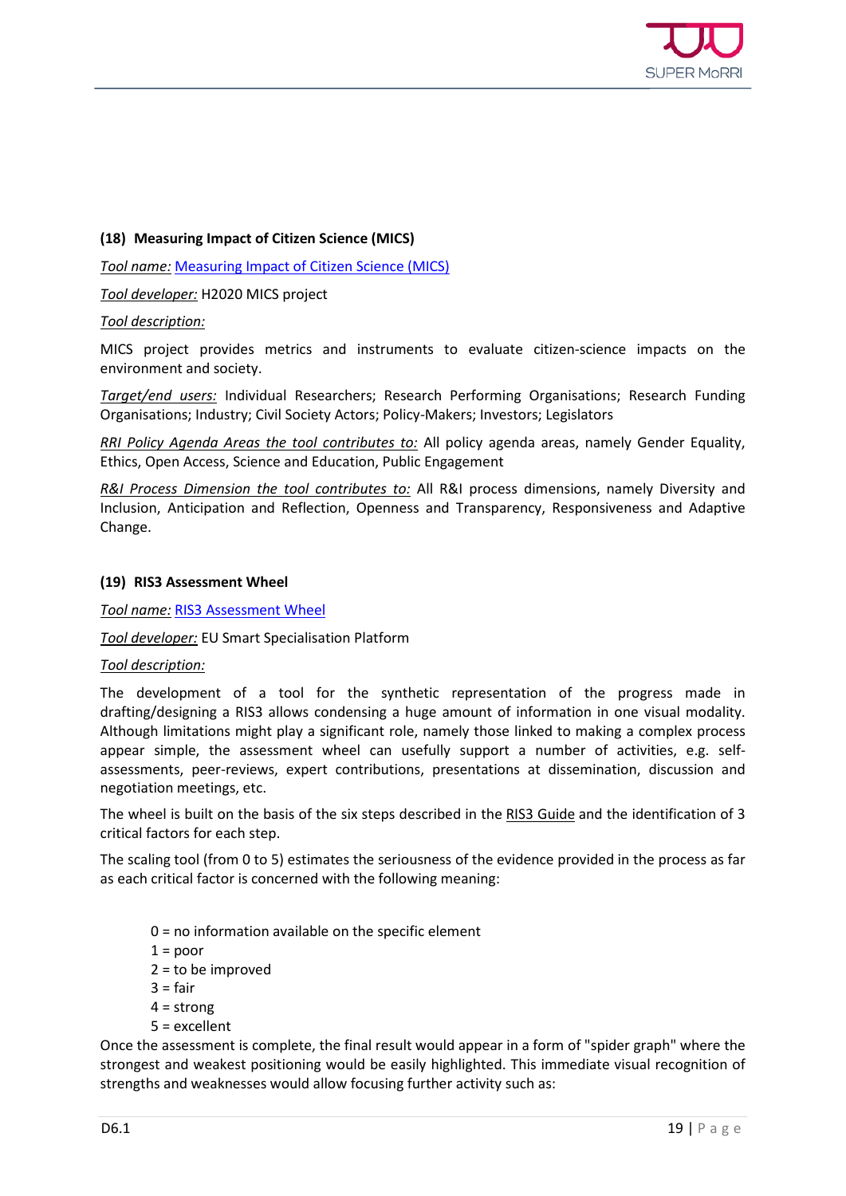### (18) Measuring Impact of Citizen Science (MICS)

*Tool name:* Measuring Impact of Citizen Science (MICS)

*Tool developer:* H2020 MICS project

*Tool description:*

MICS project provides metrics and instruments to evaluate citizen-science impacts on the environment and society.

*Target/end users:* Individual Researchers; Research Performing Organisations; Research Funding Organisations; Industry; Civil Society Actors; Policy-Makers; Investors; Legislators

*RRI Policy Agenda Areas the tool contributes to:* All policy agenda areas, namely Gender Equality, Ethics, Open Access, Science and Education, Public Engagement

*R&I Process Dimension the tool contributes to:* All R&I process dimensions, namely Diversity and Inclusion, Anticipation and Reflection, Openness and Transparency, Responsiveness and Adaptive Change.

### (19) RIS3 Assessment Wheel

*Tool name:* RIS3 Assessment Wheel

*Tool developer:* EU Smart Specialisation Platform

*Tool description:*

The development of a tool for the synthetic representation of the progress made in drafting/designing a RIS3 allows condensing a huge amount of information in one visual modality. Although limitations might play a significant role, namely those linked to making a complex process appear simple, the assessment wheel can usefully support a number of activities, e.g. self-assessments, peer-reviews, expert contributions, presentations at dissemination, discussion and negotiation meetings, etc.

The wheel is built on the basis of the six steps described in the RIS3 Guide and the identification of 3 critical factors for each step.

The scaling tool (from 0 to 5) estimates the seriousness of the evidence provided in the process as far as each critical factor is concerned with the following meaning:

- 0 = no information available on the specific element
- 1 = poor
- 2 = to be improved
- 3 = fair
- 4 = strong
- 5 = excellent

Once the assessment is complete, the final result would appear in a form of "spider graph" where the strongest and weakest positioning would be easily highlighted. This immediate visual recognition of strengths and weaknesses would allow focusing further activity such as: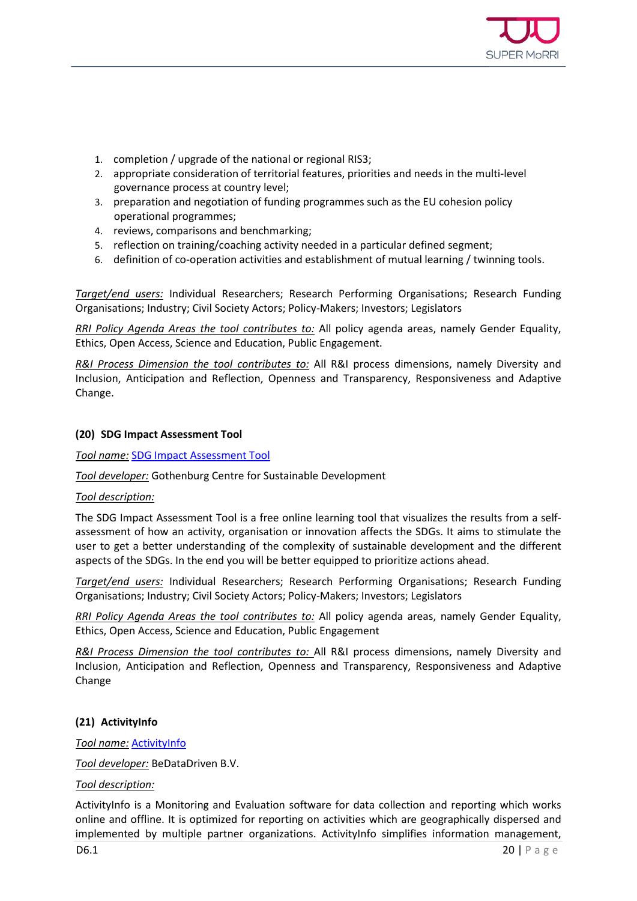1. completion / upgrade of the national or regional RIS3;
2. appropriate consideration of territorial features, priorities and needs in the multi-level governance process at country level;
3. preparation and negotiation of funding programmes such as the EU cohesion policy operational programmes;
4. reviews, comparisons and benchmarking;
5. reflection on training/coaching activity needed in a particular defined segment;
6. definition of co-operation activities and establishment of mutual learning / twinning tools.

*Target/end users:* Individual Researchers; Research Performing Organisations; Research Funding Organisations; Industry; Civil Society Actors; Policy-Makers; Investors; Legislators

*RRI Policy Agenda Areas the tool contributes to:* All policy agenda areas, namely Gender Equality, Ethics, Open Access, Science and Education, Public Engagement.

*R&I Process Dimension the tool contributes to:* All R&I process dimensions, namely Diversity and Inclusion, Anticipation and Reflection, Openness and Transparency, Responsiveness and Adaptive Change.

**(20) SDG Impact Assessment Tool**

*Tool name:* SDG Impact Assessment Tool

*Tool developer:* Gothenburg Centre for Sustainable Development

*Tool description:*

The SDG Impact Assessment Tool is a free online learning tool that visualizes the results from a self-assessment of how an activity, organisation or innovation affects the SDGs. It aims to stimulate the user to get a better understanding of the complexity of sustainable development and the different aspects of the SDGs. In the end you will be better equipped to prioritize actions ahead.

*Target/end users:* Individual Researchers; Research Performing Organisations; Research Funding Organisations; Industry; Civil Society Actors; Policy-Makers; Investors; Legislators

*RRI Policy Agenda Areas the tool contributes to:* All policy agenda areas, namely Gender Equality, Ethics, Open Access, Science and Education, Public Engagement

*R&I Process Dimension the tool contributes to:* All R&I process dimensions, namely Diversity and Inclusion, Anticipation and Reflection, Openness and Transparency, Responsiveness and Adaptive Change

**(21) ActivityInfo**

*Tool name:* ActivityInfo

*Tool developer:* BeDataDriven B.V.

*Tool description:*

ActivityInfo is a Monitoring and Evaluation software for data collection and reporting which works online and offline. It is optimized for reporting on activities which are geographically dispersed and implemented by multiple partner organizations. ActivityInfo simplifies information management,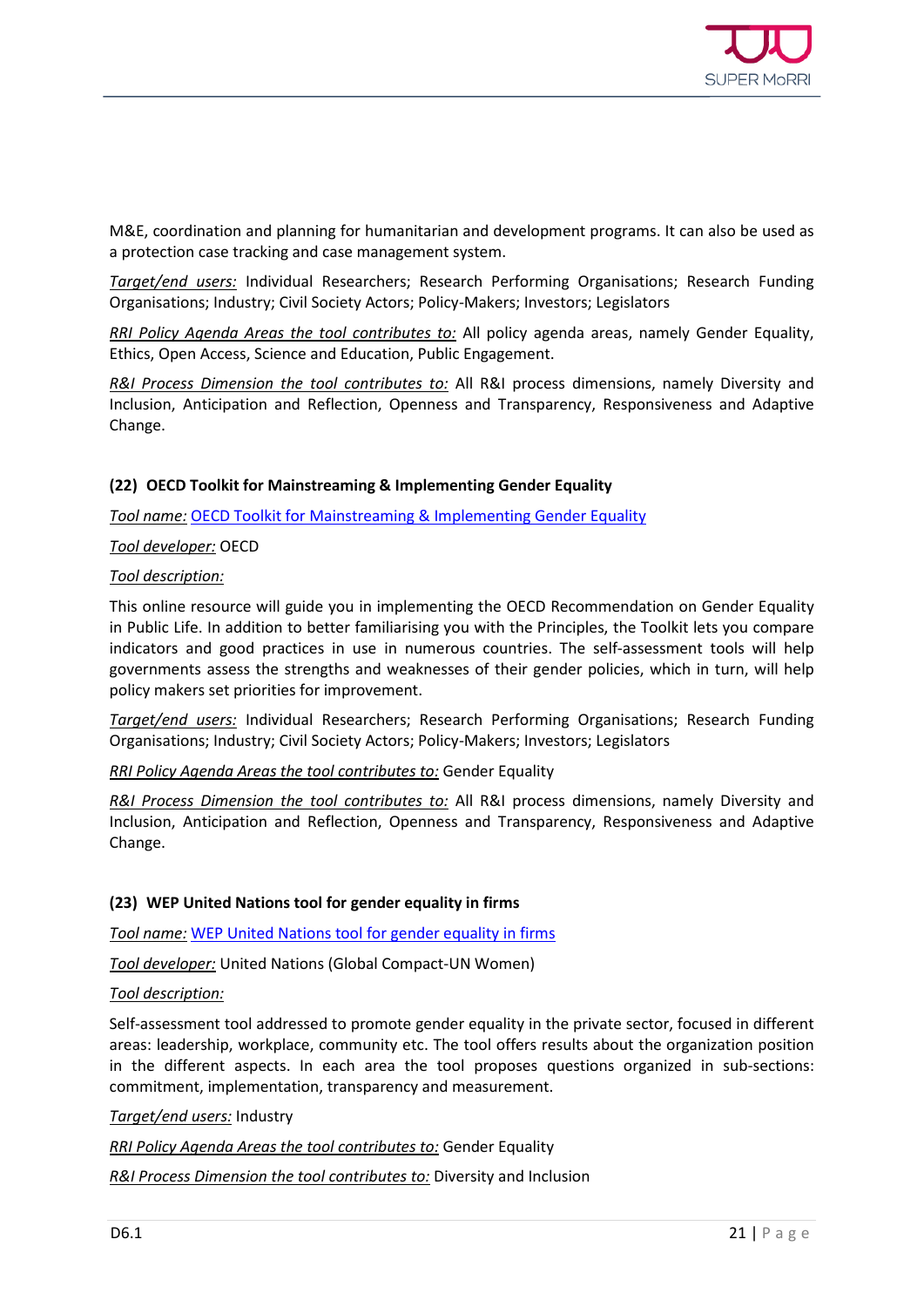M&E, coordination and planning for humanitarian and development programs. It can also be used as a protection case tracking and case management system.

*Target/end users:* Individual Researchers; Research Performing Organisations; Research Funding Organisations; Industry; Civil Society Actors; Policy-Makers; Investors; Legislators

*RRI Policy Agenda Areas the tool contributes to:* All policy agenda areas, namely Gender Equality, Ethics, Open Access, Science and Education, Public Engagement.

*R&I Process Dimension the tool contributes to:* All R&I process dimensions, namely Diversity and Inclusion, Anticipation and Reflection, Openness and Transparency, Responsiveness and Adaptive Change.

#### (22) OECD Toolkit for Mainstreaming & Implementing Gender Equality

*Tool name:* OECD Toolkit for Mainstreaming & Implementing Gender Equality

*Tool developer:* OECD

*Tool description:*

This online resource will guide you in implementing the OECD Recommendation on Gender Equality in Public Life. In addition to better familiarising you with the Principles, the Toolkit lets you compare indicators and good practices in use in numerous countries. The self-assessment tools will help governments assess the strengths and weaknesses of their gender policies, which in turn, will help policy makers set priorities for improvement.

*Target/end users:* Individual Researchers; Research Performing Organisations; Research Funding Organisations; Industry; Civil Society Actors; Policy-Makers; Investors; Legislators

*RRI Policy Agenda Areas the tool contributes to:* Gender Equality

*R&I Process Dimension the tool contributes to:* All R&I process dimensions, namely Diversity and Inclusion, Anticipation and Reflection, Openness and Transparency, Responsiveness and Adaptive Change.

#### (23) WEP United Nations tool for gender equality in firms

*Tool name:* WEP United Nations tool for gender equality in firms

*Tool developer:* United Nations (Global Compact-UN Women)

*Tool description:*

Self-assessment tool addressed to promote gender equality in the private sector, focused in different areas: leadership, workplace, community etc. The tool offers results about the organization position in the different aspects. In each area the tool proposes questions organized in sub-sections: commitment, implementation, transparency and measurement.

*Target/end users:* Industry

*RRI Policy Agenda Areas the tool contributes to:* Gender Equality

*R&I Process Dimension the tool contributes to:* Diversity and Inclusion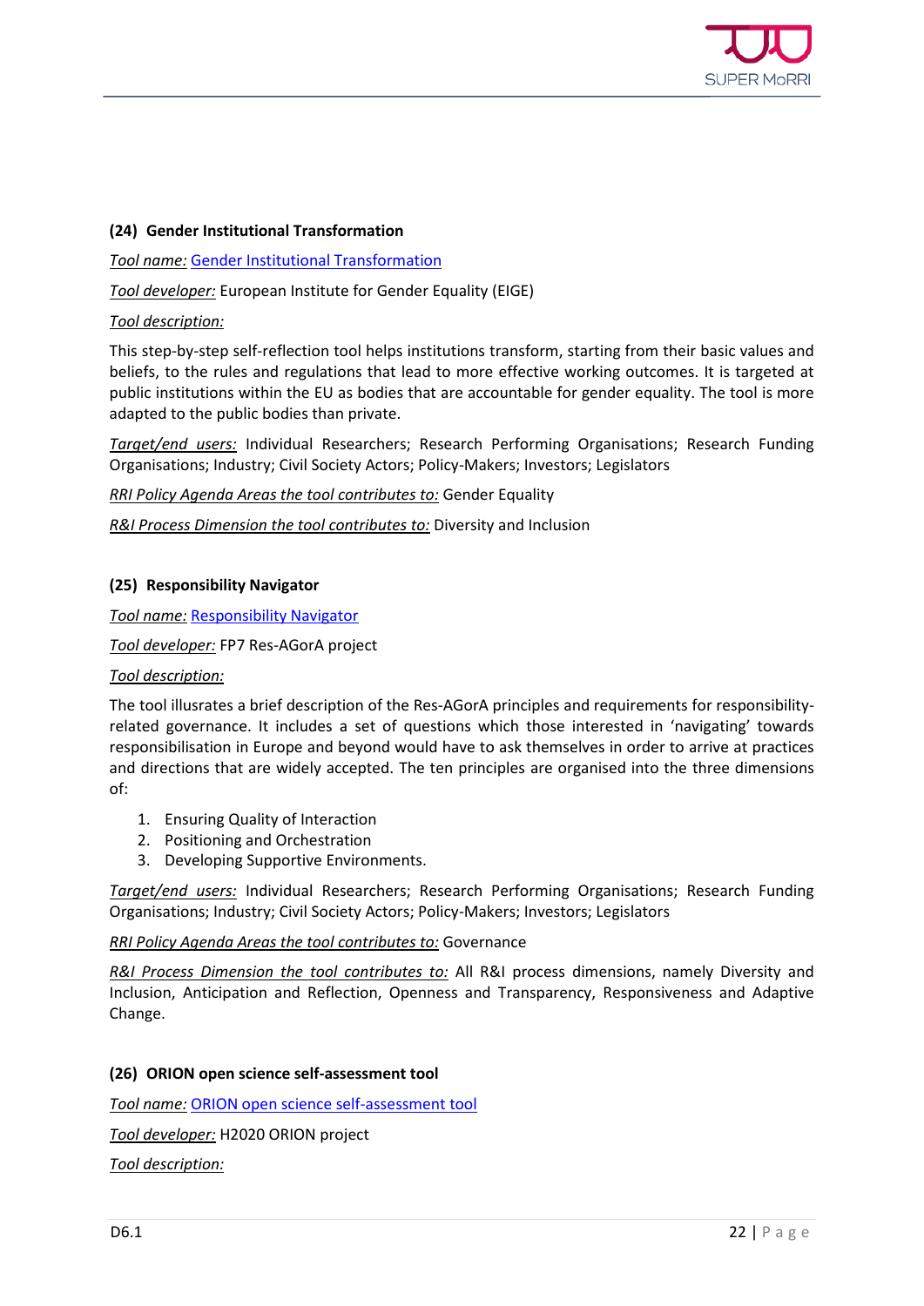#### (24) Gender Institutional Transformation

*Tool name:* Gender Institutional Transformation

*Tool developer:* European Institute for Gender Equality (EIGE)

*Tool description:*

This step-by-step self-reflection tool helps institutions transform, starting from their basic values and beliefs, to the rules and regulations that lead to more effective working outcomes. It is targeted at public institutions within the EU as bodies that are accountable for gender equality. The tool is more adapted to the public bodies than private.

*Target/end users:* Individual Researchers; Research Performing Organisations; Research Funding Organisations; Industry; Civil Society Actors; Policy-Makers; Investors; Legislators

*RRI Policy Agenda Areas the tool contributes to:* Gender Equality

*R&I Process Dimension the tool contributes to:* Diversity and Inclusion

#### (25) Responsibility Navigator

*Tool name:* Responsibility Navigator

*Tool developer:* FP7 Res-AGorA project

*Tool description:*

The tool illusrates a brief description of the Res-AGorA principles and requirements for responsibility-related governance. It includes a set of questions which those interested in 'navigating' towards responsibilisation in Europe and beyond would have to ask themselves in order to arrive at practices and directions that are widely accepted. The ten principles are organised into the three dimensions of:

1. Ensuring Quality of Interaction
2. Positioning and Orchestration
3. Developing Supportive Environments.

*Target/end users:* Individual Researchers; Research Performing Organisations; Research Funding Organisations; Industry; Civil Society Actors; Policy-Makers; Investors; Legislators

*RRI Policy Agenda Areas the tool contributes to:* Governance

*R&I Process Dimension the tool contributes to:* All R&I process dimensions, namely Diversity and Inclusion, Anticipation and Reflection, Openness and Transparency, Responsiveness and Adaptive Change.

#### (26) ORION open science self-assessment tool

*Tool name:* ORION open science self-assessment tool

*Tool developer:* H2020 ORION project

*Tool description:*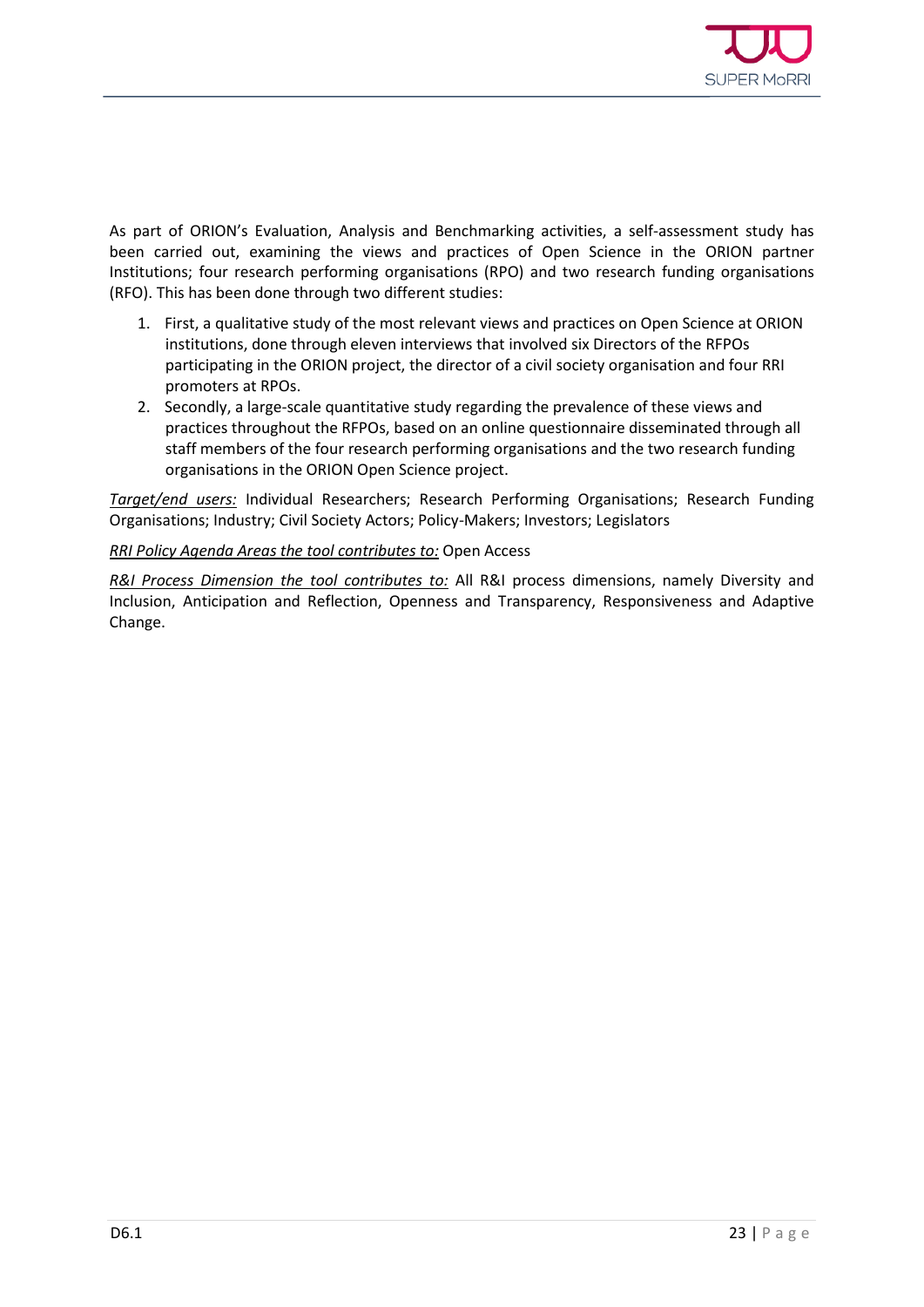As part of ORION's Evaluation, Analysis and Benchmarking activities, a self-assessment study has been carried out, examining the views and practices of Open Science in the ORION partner Institutions; four research performing organisations (RPO) and two research funding organisations (RFO). This has been done through two different studies:

1. First, a qualitative study of the most relevant views and practices on Open Science at ORION institutions, done through eleven interviews that involved six Directors of the RFPOs participating in the ORION project, the director of a civil society organisation and four RRI promoters at RPOs.
2. Secondly, a large-scale quantitative study regarding the prevalence of these views and practices throughout the RFPOs, based on an online questionnaire disseminated through all staff members of the four research performing organisations and the two research funding organisations in the ORION Open Science project.

*Target/end users:* Individual Researchers; Research Performing Organisations; Research Funding Organisations; Industry; Civil Society Actors; Policy-Makers; Investors; Legislators

*RRI Policy Agenda Areas the tool contributes to:* Open Access

*R&I Process Dimension the tool contributes to:* All R&I process dimensions, namely Diversity and Inclusion, Anticipation and Reflection, Openness and Transparency, Responsiveness and Adaptive Change.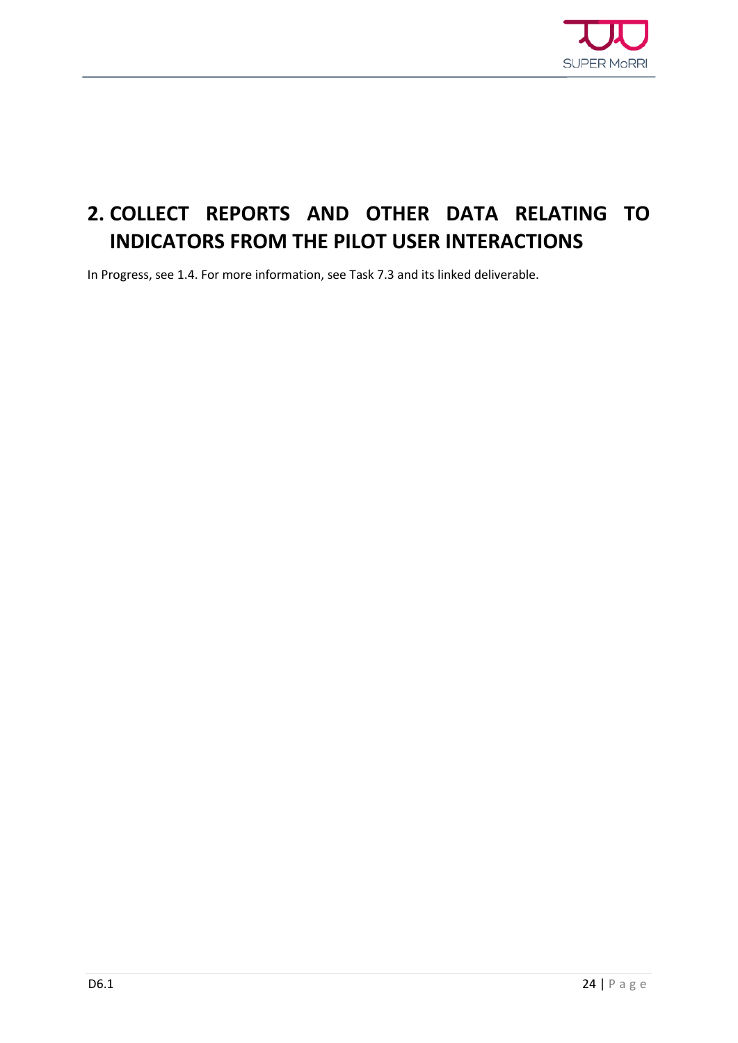# 2. COLLECT REPORTS AND OTHER DATA RELATING TO INDICATORS FROM THE PILOT USER INTERACTIONS

In Progress, see 1.4. For more information, see Task 7.3 and its linked deliverable.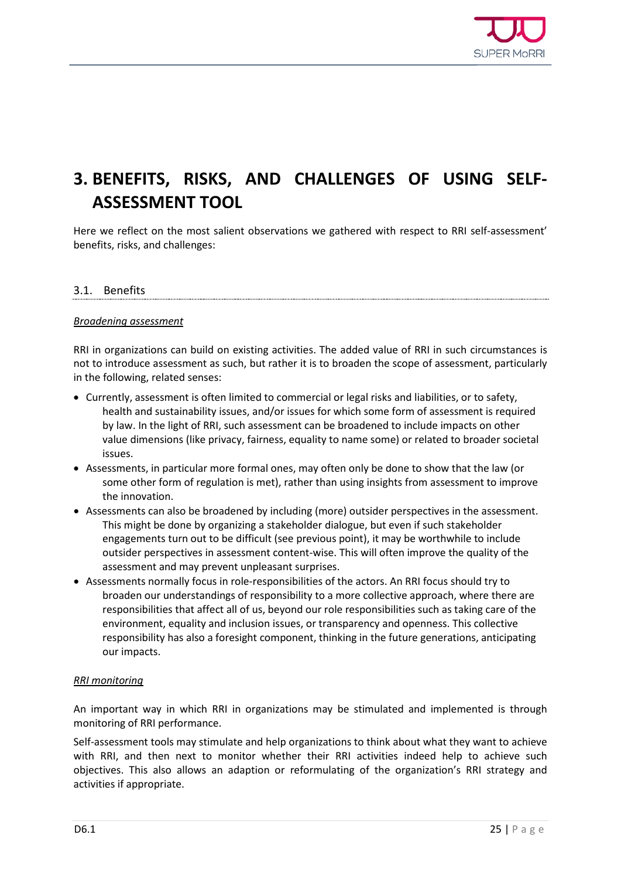# 3. BENEFITS, RISKS, AND CHALLENGES OF USING SELF-ASSESSMENT TOOL

Here we reflect on the most salient observations we gathered with respect to RRI self-assessment' benefits, risks, and challenges:

## 3.1. Benefits

*Broadening assessment*

RRI in organizations can build on existing activities. The added value of RRI in such circumstances is not to introduce assessment as such, but rather it is to broaden the scope of assessment, particularly in the following, related senses:

- Currently, assessment is often limited to commercial or legal risks and liabilities, or to safety, health and sustainability issues, and/or issues for which some form of assessment is required by law. In the light of RRI, such assessment can be broadened to include impacts on other value dimensions (like privacy, fairness, equality to name some) or related to broader societal issues.
- Assessments, in particular more formal ones, may often only be done to show that the law (or some other form of regulation is met), rather than using insights from assessment to improve the innovation.
- Assessments can also be broadened by including (more) outsider perspectives in the assessment. This might be done by organizing a stakeholder dialogue, but even if such stakeholder engagements turn out to be difficult (see previous point), it may be worthwhile to include outsider perspectives in assessment content-wise. This will often improve the quality of the assessment and may prevent unpleasant surprises.
- Assessments normally focus in role-responsibilities of the actors. An RRI focus should try to broaden our understandings of responsibility to a more collective approach, where there are responsibilities that affect all of us, beyond our role responsibilities such as taking care of the environment, equality and inclusion issues, or transparency and openness. This collective responsibility has also a foresight component, thinking in the future generations, anticipating our impacts.

*RRI monitoring*

An important way in which RRI in organizations may be stimulated and implemented is through monitoring of RRI performance.

Self-assessment tools may stimulate and help organizations to think about what they want to achieve with RRI, and then next to monitor whether their RRI activities indeed help to achieve such objectives. This also allows an adaption or reformulating of the organization's RRI strategy and activities if appropriate.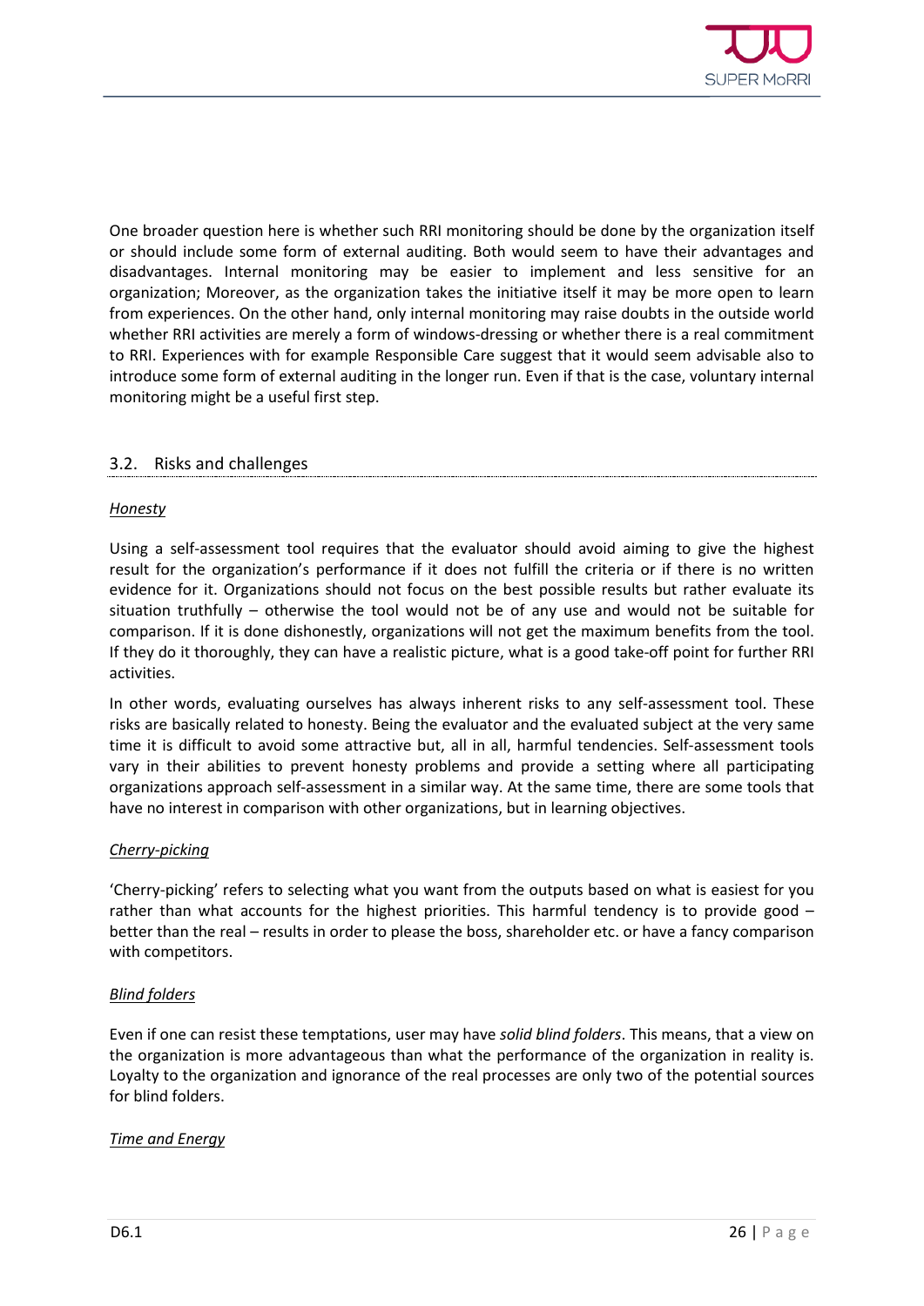One broader question here is whether such RRI monitoring should be done by the organization itself or should include some form of external auditing. Both would seem to have their advantages and disadvantages. Internal monitoring may be easier to implement and less sensitive for an organization; Moreover, as the organization takes the initiative itself it may be more open to learn from experiences. On the other hand, only internal monitoring may raise doubts in the outside world whether RRI activities are merely a form of windows-dressing or whether there is a real commitment to RRI. Experiences with for example Responsible Care suggest that it would seem advisable also to introduce some form of external auditing in the longer run. Even if that is the case, voluntary internal monitoring might be a useful first step.

## 3.2. Risks and challenges

### *Honesty*

Using a self-assessment tool requires that the evaluator should avoid aiming to give the highest result for the organization's performance if it does not fulfill the criteria or if there is no written evidence for it. Organizations should not focus on the best possible results but rather evaluate its situation truthfully – otherwise the tool would not be of any use and would not be suitable for comparison. If it is done dishonestly, organizations will not get the maximum benefits from the tool. If they do it thoroughly, they can have a realistic picture, what is a good take-off point for further RRI activities.

In other words, evaluating ourselves has always inherent risks to any self-assessment tool. These risks are basically related to honesty. Being the evaluator and the evaluated subject at the very same time it is difficult to avoid some attractive but, all in all, harmful tendencies. Self-assessment tools vary in their abilities to prevent honesty problems and provide a setting where all participating organizations approach self-assessment in a similar way. At the same time, there are some tools that have no interest in comparison with other organizations, but in learning objectives.

### *Cherry-picking*

'Cherry-picking' refers to selecting what you want from the outputs based on what is easiest for you rather than what accounts for the highest priorities. This harmful tendency is to provide good – better than the real – results in order to please the boss, shareholder etc. or have a fancy comparison with competitors.

### *Blind folders*

Even if one can resist these temptations, user may have *solid blind folders*. This means, that a view on the organization is more advantageous than what the performance of the organization in reality is. Loyalty to the organization and ignorance of the real processes are only two of the potential sources for blind folders.

### *Time and Energy*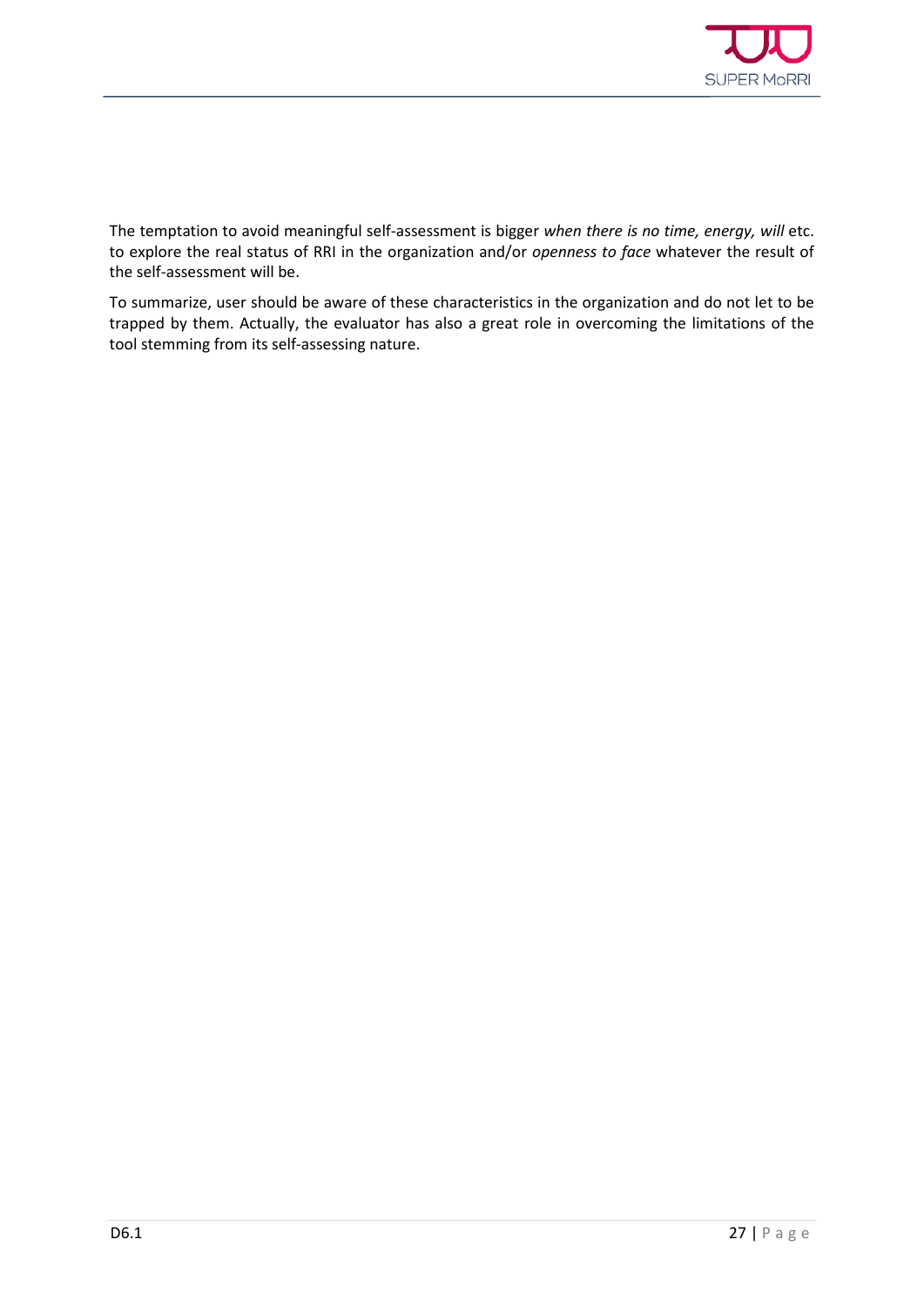The temptation to avoid meaningful self-assessment is bigger *when there is no time, energy, will* etc. to explore the real status of RRI in the organization and/or *openness to face* whatever the result of the self-assessment will be.

To summarize, user should be aware of these characteristics in the organization and do not let to be trapped by them. Actually, the evaluator has also a great role in overcoming the limitations of the tool stemming from its self-assessing nature.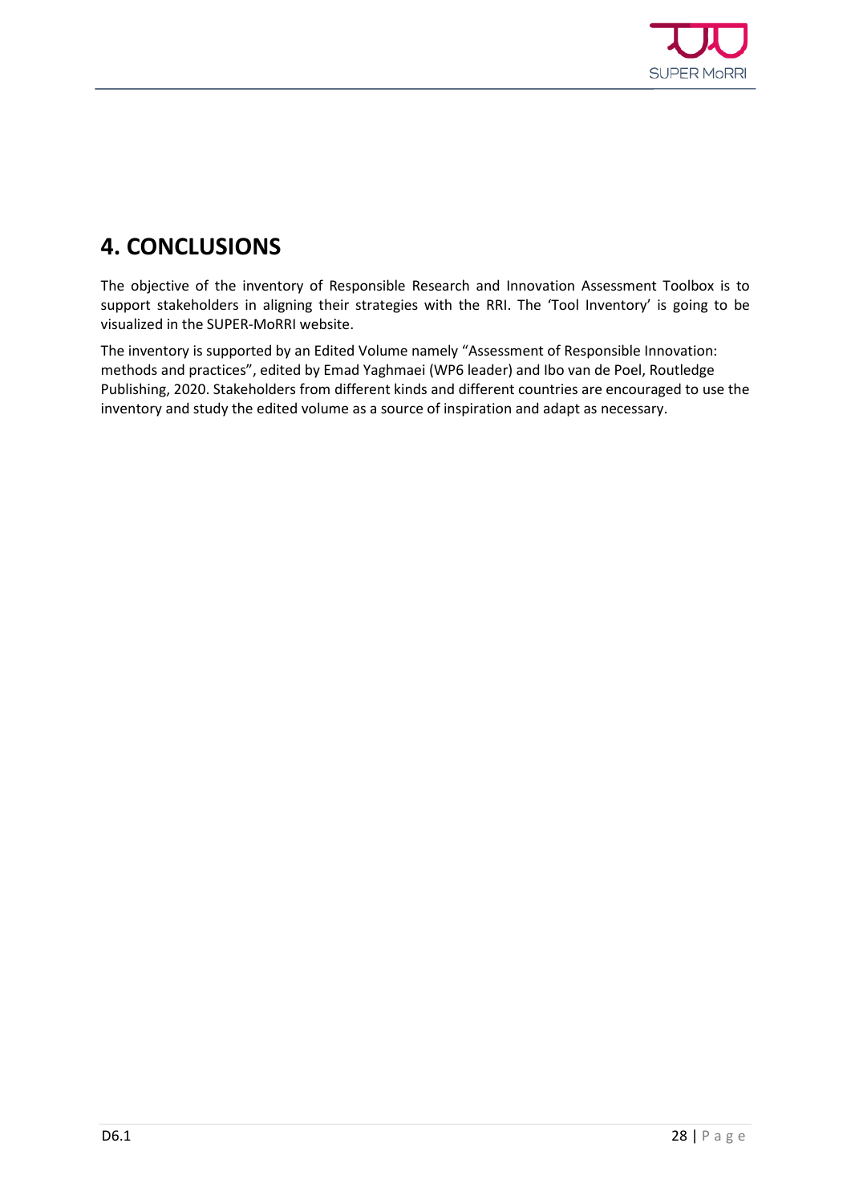# 4. CONCLUSIONS

The objective of the inventory of Responsible Research and Innovation Assessment Toolbox is to support stakeholders in aligning their strategies with the RRI. The 'Tool Inventory' is going to be visualized in the SUPER-MoRRI website.

The inventory is supported by an Edited Volume namely "Assessment of Responsible Innovation: methods and practices", edited by Emad Yaghmaei (WP6 leader) and Ibo van de Poel, Routledge Publishing, 2020. Stakeholders from different kinds and different countries are encouraged to use the inventory and study the edited volume as a source of inspiration and adapt as necessary.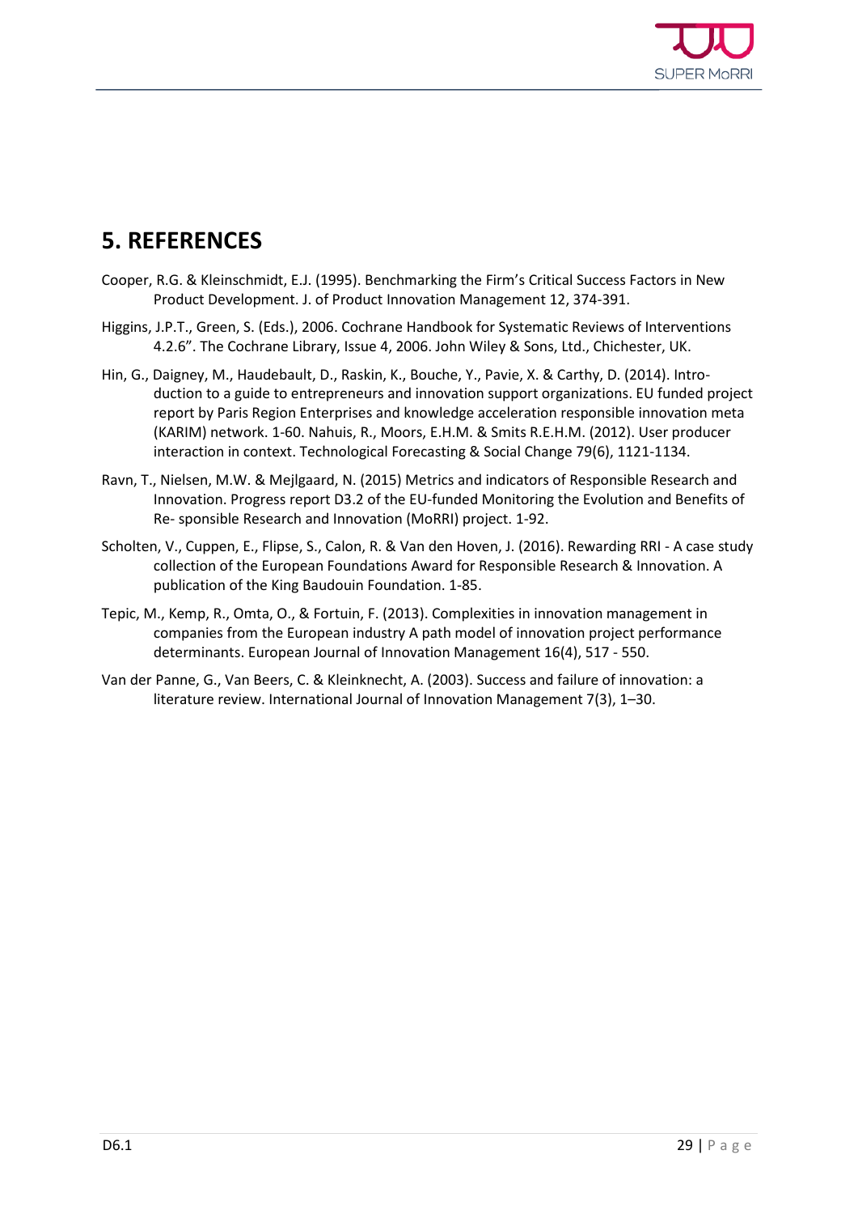# 5. REFERENCES

Cooper, R.G. & Kleinschmidt, E.J. (1995). Benchmarking the Firm's Critical Success Factors in New Product Development. J. of Product Innovation Management 12, 374-391.

Higgins, J.P.T., Green, S. (Eds.), 2006. Cochrane Handbook for Systematic Reviews of Interventions 4.2.6". The Cochrane Library, Issue 4, 2006. John Wiley & Sons, Ltd., Chichester, UK.

Hin, G., Daigney, M., Haudebault, D., Raskin, K., Bouche, Y., Pavie, X. & Carthy, D. (2014). Intro-duction to a guide to entrepreneurs and innovation support organizations. EU funded project report by Paris Region Enterprises and knowledge acceleration responsible innovation meta (KARIM) network. 1-60. Nahuis, R., Moors, E.H.M. & Smits R.E.H.M. (2012). User producer interaction in context. Technological Forecasting & Social Change 79(6), 1121-1134.

Ravn, T., Nielsen, M.W. & Mejlgaard, N. (2015) Metrics and indicators of Responsible Research and Innovation. Progress report D3.2 of the EU-funded Monitoring the Evolution and Benefits of Re- sponsible Research and Innovation (MoRRI) project. 1-92.

Scholten, V., Cuppen, E., Flipse, S., Calon, R. & Van den Hoven, J. (2016). Rewarding RRI - A case study collection of the European Foundations Award for Responsible Research & Innovation. A publication of the King Baudouin Foundation. 1-85.

Tepic, M., Kemp, R., Omta, O., & Fortuin, F. (2013). Complexities in innovation management in companies from the European industry A path model of innovation project performance determinants. European Journal of Innovation Management 16(4), 517 - 550.

Van der Panne, G., Van Beers, C. & Kleinknecht, A. (2003). Success and failure of innovation: a literature review. International Journal of Innovation Management 7(3), 1–30.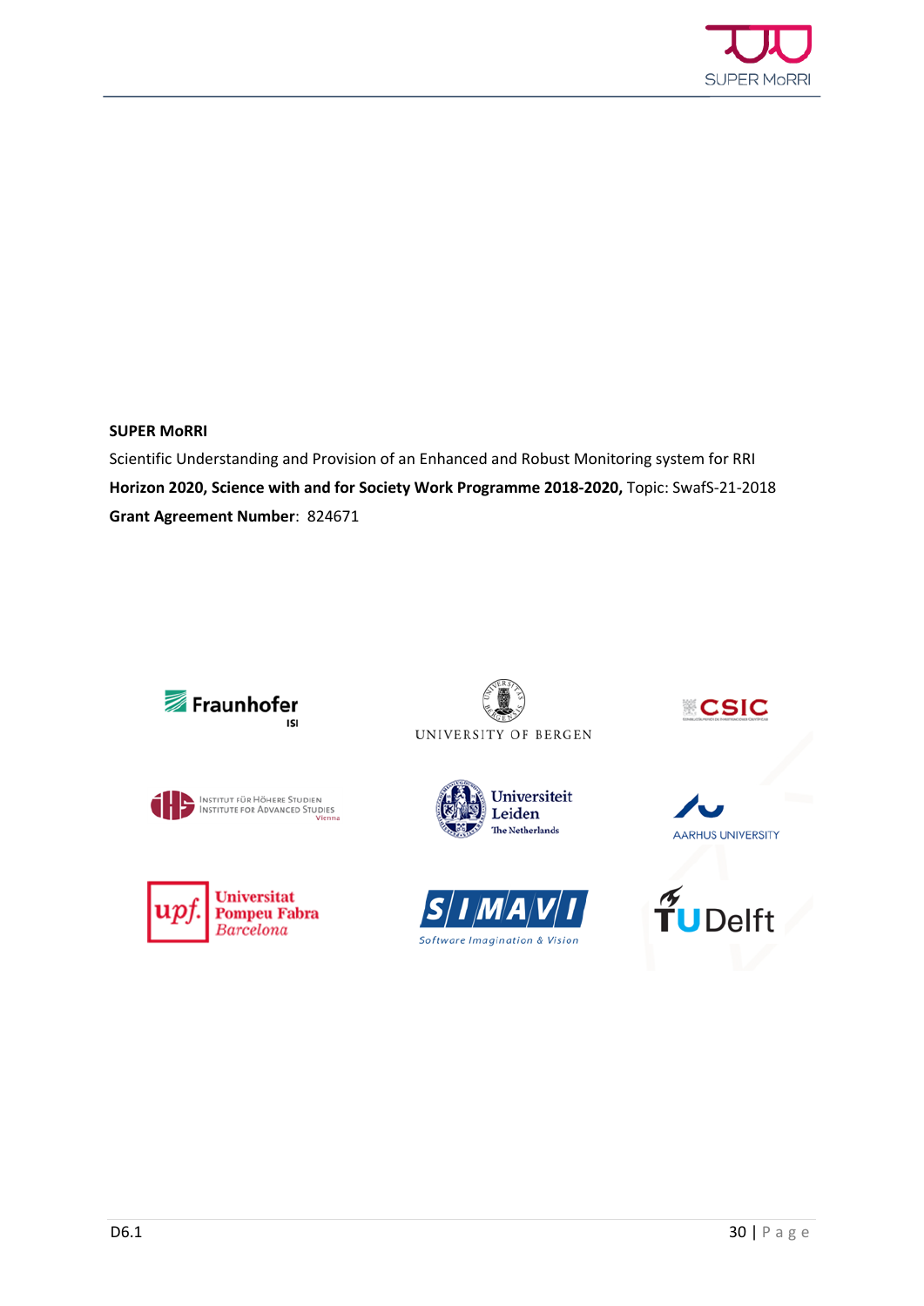**SUPER MoRRI**

Scientific Understanding and Provision of an Enhanced and Robust Monitoring system for RRI

**Horizon 2020, Science with and for Society Work Programme 2018-2020,** Topic: SwafS-21-2018

**Grant Agreement Number**: 824671